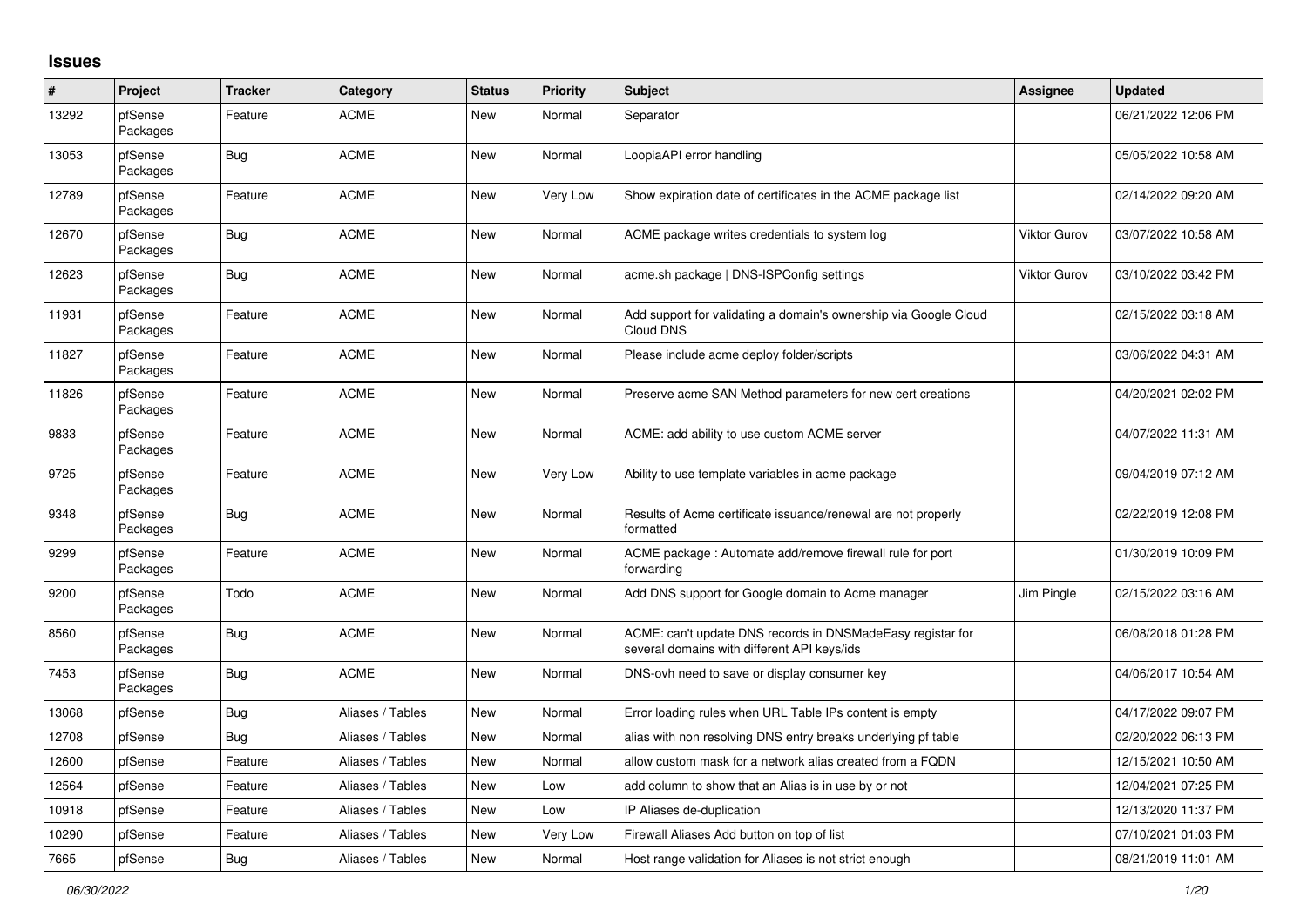## Issues

| # | Project | Tracker | Category | Status | Priority | Subject | Assignee | Updated |
|---|---|---|---|---|---|---|---|---|
| 13292 | pfSense Packages | Feature | ACME | New | Normal | Separator | | 06/21/2022 12:06 PM |
| 13053 | pfSense Packages | Bug | ACME | New | Normal | LoopiaAPI error handling | | 05/05/2022 10:58 AM |
| 12789 | pfSense Packages | Feature | ACME | New | Very Low | Show expiration date of certificates in the ACME package list | | 02/14/2022 09:20 AM |
| 12670 | pfSense Packages | Bug | ACME | New | Normal | ACME package writes credentials to system log | Viktor Gurov | 03/07/2022 10:58 AM |
| 12623 | pfSense Packages | Bug | ACME | New | Normal | acme.sh package \| DNS-ISPConfig settings | Viktor Gurov | 03/10/2022 03:42 PM |
| 11931 | pfSense Packages | Feature | ACME | New | Normal | Add support for validating a domain's ownership via Google Cloud Cloud DNS | | 02/15/2022 03:18 AM |
| 11827 | pfSense Packages | Feature | ACME | New | Normal | Please include acme deploy folder/scripts | | 03/06/2022 04:31 AM |
| 11826 | pfSense Packages | Feature | ACME | New | Normal | Preserve acme SAN Method parameters for new cert creations | | 04/20/2021 02:02 PM |
| 9833 | pfSense Packages | Feature | ACME | New | Normal | ACME: add ability to use custom ACME server | | 04/07/2022 11:31 AM |
| 9725 | pfSense Packages | Feature | ACME | New | Very Low | Ability to use template variables in acme package | | 09/04/2019 07:12 AM |
| 9348 | pfSense Packages | Bug | ACME | New | Normal | Results of Acme certificate issuance/renewal are not properly formatted | | 02/22/2019 12:08 PM |
| 9299 | pfSense Packages | Feature | ACME | New | Normal | ACME package : Automate add/remove firewall rule for port forwarding | | 01/30/2019 10:09 PM |
| 9200 | pfSense Packages | Todo | ACME | New | Normal | Add DNS support for Google domain to Acme manager | Jim Pingle | 02/15/2022 03:16 AM |
| 8560 | pfSense Packages | Bug | ACME | New | Normal | ACME: can't update DNS records in DNSMadeEasy registar for several domains with different API keys/ids | | 06/08/2018 01:28 PM |
| 7453 | pfSense Packages | Bug | ACME | New | Normal | DNS-ovh need to save or display consumer key | | 04/06/2017 10:54 AM |
| 13068 | pfSense | Bug | Aliases / Tables | New | Normal | Error loading rules when URL Table IPs content is empty | | 04/17/2022 09:07 PM |
| 12708 | pfSense | Bug | Aliases / Tables | New | Normal | alias with non resolving DNS entry breaks underlying pf table | | 02/20/2022 06:13 PM |
| 12600 | pfSense | Feature | Aliases / Tables | New | Normal | allow custom mask for a network alias created from a FQDN | | 12/15/2021 10:50 AM |
| 12564 | pfSense | Feature | Aliases / Tables | New | Low | add column to show that an Alias is in use by or not | | 12/04/2021 07:25 PM |
| 10918 | pfSense | Feature | Aliases / Tables | New | Low | IP Aliases de-duplication | | 12/13/2020 11:37 PM |
| 10290 | pfSense | Feature | Aliases / Tables | New | Very Low | Firewall Aliases Add button on top of list | | 07/10/2021 01:03 PM |
| 7665 | pfSense | Bug | Aliases / Tables | New | Normal | Host range validation for Aliases is not strict enough | | 08/21/2019 11:01 AM |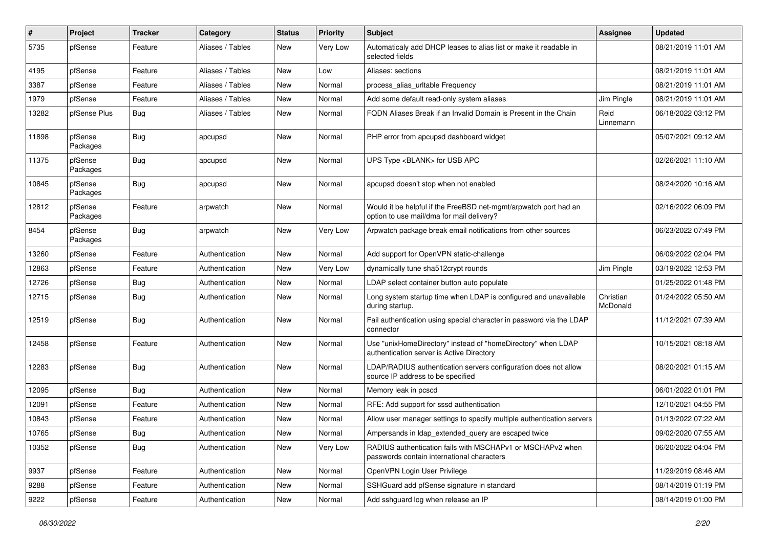| # | Project | Tracker | Category | Status | Priority | Subject | Assignee | Updated |
|---|---|---|---|---|---|---|---|---|
| 5735 | pfSense | Feature | Aliases / Tables | New | Very Low | Automaticaly add DHCP leases to alias list or make it readable in selected fields | | 08/21/2019 11:01 AM |
| 4195 | pfSense | Feature | Aliases / Tables | New | Low | Aliases: sections | | 08/21/2019 11:01 AM |
| 3387 | pfSense | Feature | Aliases / Tables | New | Normal | process_alias_urltable Frequency | | 08/21/2019 11:01 AM |
| 1979 | pfSense | Feature | Aliases / Tables | New | Normal | Add some default read-only system aliases | Jim Pingle | 08/21/2019 11:01 AM |
| 13282 | pfSense Plus | Bug | Aliases / Tables | New | Normal | FQDN Aliases Break if an Invalid Domain is Present in the Chain | Reid Linnemann | 06/18/2022 03:12 PM |
| 11898 | pfSense Packages | Bug | apcupsd | New | Normal | PHP error from apcupsd dashboard widget | | 05/07/2021 09:12 AM |
| 11375 | pfSense Packages | Bug | apcupsd | New | Normal | UPS Type <BLANK> for USB APC | | 02/26/2021 11:10 AM |
| 10845 | pfSense Packages | Bug | apcupsd | New | Normal | apcupsd doesn't stop when not enabled | | 08/24/2020 10:16 AM |
| 12812 | pfSense Packages | Feature | arpwatch | New | Normal | Would it be helpful if the FreeBSD net-mgmt/arpwatch port had an option to use mail/dma for mail delivery? | | 02/16/2022 06:09 PM |
| 8454 | pfSense Packages | Bug | arpwatch | New | Very Low | Arpwatch package break email notifications from other sources | | 06/23/2022 07:49 PM |
| 13260 | pfSense | Feature | Authentication | New | Normal | Add support for OpenVPN static-challenge | | 06/09/2022 02:04 PM |
| 12863 | pfSense | Feature | Authentication | New | Very Low | dynamically tune sha512crypt rounds | Jim Pingle | 03/19/2022 12:53 PM |
| 12726 | pfSense | Bug | Authentication | New | Normal | LDAP select container button auto populate | | 01/25/2022 01:48 PM |
| 12715 | pfSense | Bug | Authentication | New | Normal | Long system startup time when LDAP is configured and unavailable during startup. | Christian McDonald | 01/24/2022 05:50 AM |
| 12519 | pfSense | Bug | Authentication | New | Normal | Fail authentication using special character in password via the LDAP connector | | 11/12/2021 07:39 AM |
| 12458 | pfSense | Feature | Authentication | New | Normal | Use "unixHomeDirectory" instead of "homeDirectory" when LDAP authentication server is Active Directory | | 10/15/2021 08:18 AM |
| 12283 | pfSense | Bug | Authentication | New | Normal | LDAP/RADIUS authentication servers configuration does not allow source IP address to be specified | | 08/20/2021 01:15 AM |
| 12095 | pfSense | Bug | Authentication | New | Normal | Memory leak in pcscd | | 06/01/2022 01:01 PM |
| 12091 | pfSense | Feature | Authentication | New | Normal | RFE: Add support for sssd authentication | | 12/10/2021 04:55 PM |
| 10843 | pfSense | Feature | Authentication | New | Normal | Allow user manager settings to specify multiple authentication servers | | 01/13/2022 07:22 AM |
| 10765 | pfSense | Bug | Authentication | New | Normal | Ampersands in ldap_extended_query are escaped twice | | 09/02/2020 07:55 AM |
| 10352 | pfSense | Bug | Authentication | New | Very Low | RADIUS authentication fails with MSCHAPv1 or MSCHAPv2 when passwords contain international characters | | 06/20/2022 04:04 PM |
| 9937 | pfSense | Feature | Authentication | New | Normal | OpenVPN Login User Privilege | | 11/29/2019 08:46 AM |
| 9288 | pfSense | Feature | Authentication | New | Normal | SSHGuard add pfSense signature in standard | | 08/14/2019 01:19 PM |
| 9222 | pfSense | Feature | Authentication | New | Normal | Add sshguard log when release an IP | | 08/14/2019 01:00 PM |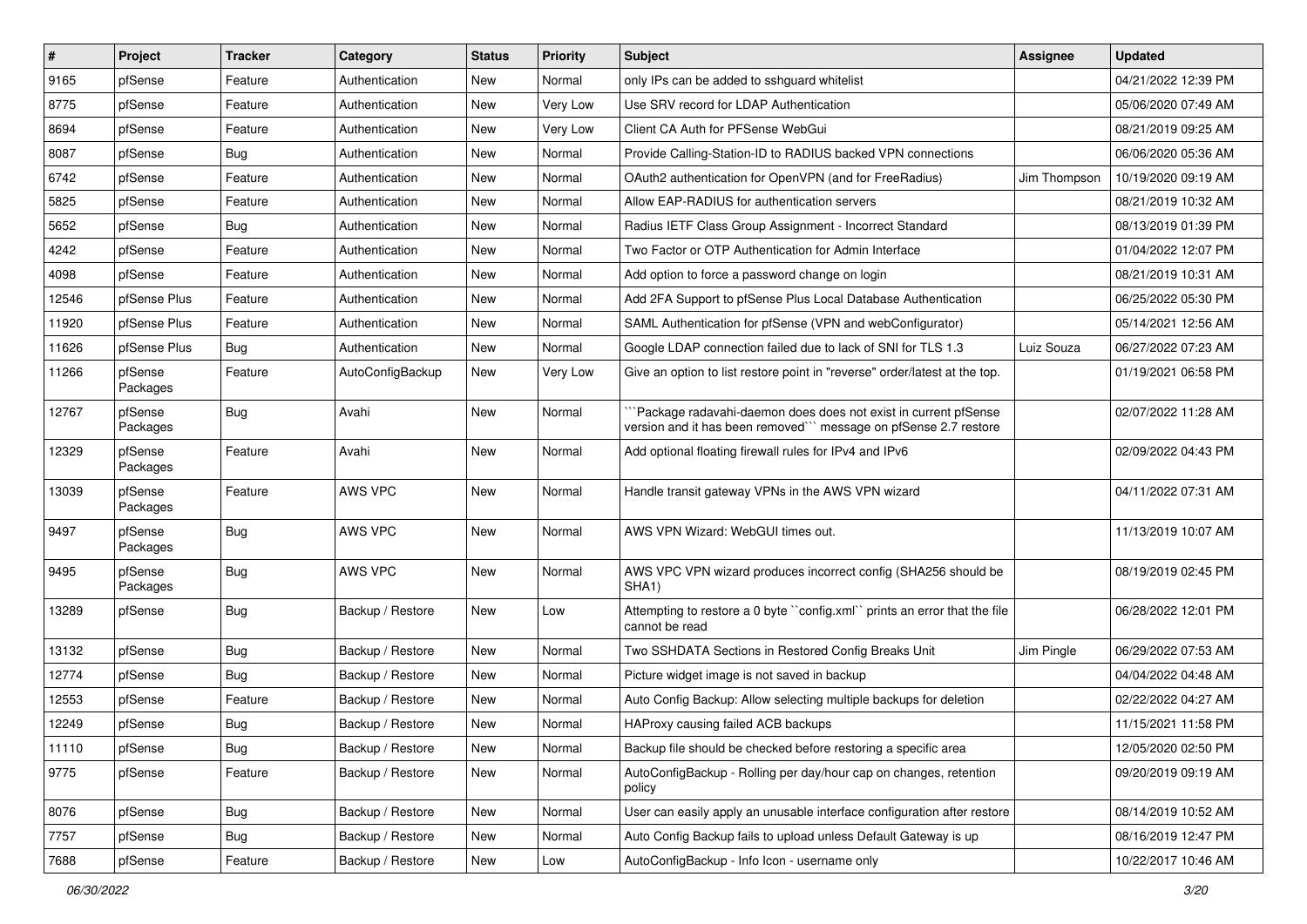| # | Project | Tracker | Category | Status | Priority | Subject | Assignee | Updated |
|---|---|---|---|---|---|---|---|---|
| 9165 | pfSense | Feature | Authentication | New | Normal | only IPs can be added to sshguard whitelist | | 04/21/2022 12:39 PM |
| 8775 | pfSense | Feature | Authentication | New | Very Low | Use SRV record for LDAP Authentication | | 05/06/2020 07:49 AM |
| 8694 | pfSense | Feature | Authentication | New | Very Low | Client CA Auth for PFSense WebGui | | 08/21/2019 09:25 AM |
| 8087 | pfSense | Bug | Authentication | New | Normal | Provide Calling-Station-ID to RADIUS backed VPN connections | | 06/06/2020 05:36 AM |
| 6742 | pfSense | Feature | Authentication | New | Normal | OAuth2 authentication for OpenVPN (and for FreeRadius) | Jim Thompson | 10/19/2020 09:19 AM |
| 5825 | pfSense | Feature | Authentication | New | Normal | Allow EAP-RADIUS for authentication servers | | 08/21/2019 10:32 AM |
| 5652 | pfSense | Bug | Authentication | New | Normal | Radius IETF Class Group Assignment - Incorrect Standard | | 08/13/2019 01:39 PM |
| 4242 | pfSense | Feature | Authentication | New | Normal | Two Factor or OTP Authentication for Admin Interface | | 01/04/2022 12:07 PM |
| 4098 | pfSense | Feature | Authentication | New | Normal | Add option to force a password change on login | | 08/21/2019 10:31 AM |
| 12546 | pfSense Plus | Feature | Authentication | New | Normal | Add 2FA Support to pfSense Plus Local Database Authentication | | 06/25/2022 05:30 PM |
| 11920 | pfSense Plus | Feature | Authentication | New | Normal | SAML Authentication for pfSense (VPN and webConfigurator) | | 05/14/2021 12:56 AM |
| 11626 | pfSense Plus | Bug | Authentication | New | Normal | Google LDAP connection failed due to lack of SNI for TLS 1.3 | Luiz Souza | 06/27/2022 07:23 AM |
| 11266 | pfSense Packages | Feature | AutoConfigBackup | New | Very Low | Give an option to list restore point in "reverse" order/latest at the top. | | 01/19/2021 06:58 PM |
| 12767 | pfSense Packages | Bug | Avahi | New | Normal | ```Package radavahi-daemon does does not exist in current pfSense version and it has been removed``` message on pfSense 2.7 restore | | 02/07/2022 11:28 AM |
| 12329 | pfSense Packages | Feature | Avahi | New | Normal | Add optional floating firewall rules for IPv4 and IPv6 | | 02/09/2022 04:43 PM |
| 13039 | pfSense Packages | Feature | AWS VPC | New | Normal | Handle transit gateway VPNs in the AWS VPN wizard | | 04/11/2022 07:31 AM |
| 9497 | pfSense Packages | Bug | AWS VPC | New | Normal | AWS VPN Wizard: WebGUI times out. | | 11/13/2019 10:07 AM |
| 9495 | pfSense Packages | Bug | AWS VPC | New | Normal | AWS VPC VPN wizard produces incorrect config (SHA256 should be SHA1) | | 08/19/2019 02:45 PM |
| 13289 | pfSense | Bug | Backup / Restore | New | Low | Attempting to restore a 0 byte ``config.xml`` prints an error that the file cannot be read | | 06/28/2022 12:01 PM |
| 13132 | pfSense | Bug | Backup / Restore | New | Normal | Two SSHDATA Sections in Restored Config Breaks Unit | Jim Pingle | 06/29/2022 07:53 AM |
| 12774 | pfSense | Bug | Backup / Restore | New | Normal | Picture widget image is not saved in backup | | 04/04/2022 04:48 AM |
| 12553 | pfSense | Feature | Backup / Restore | New | Normal | Auto Config Backup: Allow selecting multiple backups for deletion | | 02/22/2022 04:27 AM |
| 12249 | pfSense | Bug | Backup / Restore | New | Normal | HAProxy causing failed ACB backups | | 11/15/2021 11:58 PM |
| 11110 | pfSense | Bug | Backup / Restore | New | Normal | Backup file should be checked before restoring a specific area | | 12/05/2020 02:50 PM |
| 9775 | pfSense | Feature | Backup / Restore | New | Normal | AutoConfigBackup - Rolling per day/hour cap on changes, retention policy | | 09/20/2019 09:19 AM |
| 8076 | pfSense | Bug | Backup / Restore | New | Normal | User can easily apply an unusable interface configuration after restore | | 08/14/2019 10:52 AM |
| 7757 | pfSense | Bug | Backup / Restore | New | Normal | Auto Config Backup fails to upload unless Default Gateway is up | | 08/16/2019 12:47 PM |
| 7688 | pfSense | Feature | Backup / Restore | New | Low | AutoConfigBackup - Info Icon - username only | | 10/22/2017 10:46 AM |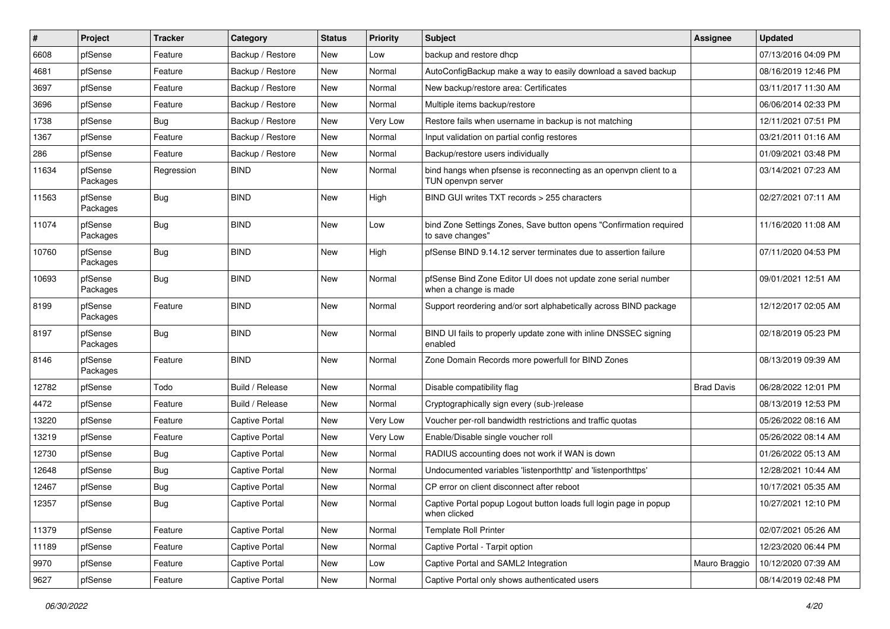| # | Project | Tracker | Category | Status | Priority | Subject | Assignee | Updated |
|---|---|---|---|---|---|---|---|---|
| 6608 | pfSense | Feature | Backup / Restore | New | Low | backup and restore dhcp | | 07/13/2016 04:09 PM |
| 4681 | pfSense | Feature | Backup / Restore | New | Normal | AutoConfigBackup make a way to easily download a saved backup | | 08/16/2019 12:46 PM |
| 3697 | pfSense | Feature | Backup / Restore | New | Normal | New backup/restore area: Certificates | | 03/11/2017 11:30 AM |
| 3696 | pfSense | Feature | Backup / Restore | New | Normal | Multiple items backup/restore | | 06/06/2014 02:33 PM |
| 1738 | pfSense | Bug | Backup / Restore | New | Very Low | Restore fails when username in backup is not matching | | 12/11/2021 07:51 PM |
| 1367 | pfSense | Feature | Backup / Restore | New | Normal | Input validation on partial config restores | | 03/21/2011 01:16 AM |
| 286 | pfSense | Feature | Backup / Restore | New | Normal | Backup/restore users individually | | 01/09/2021 03:48 PM |
| 11634 | pfSense Packages | Regression | BIND | New | Normal | bind hangs when pfsense is reconnecting as an openvpn client to a TUN openvpn server | | 03/14/2021 07:23 AM |
| 11563 | pfSense Packages | Bug | BIND | New | High | BIND GUI writes TXT records > 255 characters | | 02/27/2021 07:11 AM |
| 11074 | pfSense Packages | Bug | BIND | New | Low | bind Zone Settings Zones, Save button opens "Confirmation required to save changes" | | 11/16/2020 11:08 AM |
| 10760 | pfSense Packages | Bug | BIND | New | High | pfSense BIND 9.14.12 server terminates due to assertion failure | | 07/11/2020 04:53 PM |
| 10693 | pfSense Packages | Bug | BIND | New | Normal | pfSense Bind Zone Editor UI does not update zone serial number when a change is made | | 09/01/2021 12:51 AM |
| 8199 | pfSense Packages | Feature | BIND | New | Normal | Support reordering and/or sort alphabetically across BIND package | | 12/12/2017 02:05 AM |
| 8197 | pfSense Packages | Bug | BIND | New | Normal | BIND UI fails to properly update zone with inline DNSSEC signing enabled | | 02/18/2019 05:23 PM |
| 8146 | pfSense Packages | Feature | BIND | New | Normal | Zone Domain Records more powerfull for BIND Zones | | 08/13/2019 09:39 AM |
| 12782 | pfSense | Todo | Build / Release | New | Normal | Disable compatibility flag | Brad Davis | 06/28/2022 12:01 PM |
| 4472 | pfSense | Feature | Build / Release | New | Normal | Cryptographically sign every (sub-)release | | 08/13/2019 12:53 PM |
| 13220 | pfSense | Feature | Captive Portal | New | Very Low | Voucher per-roll bandwidth restrictions and traffic quotas | | 05/26/2022 08:16 AM |
| 13219 | pfSense | Feature | Captive Portal | New | Very Low | Enable/Disable single voucher roll | | 05/26/2022 08:14 AM |
| 12730 | pfSense | Bug | Captive Portal | New | Normal | RADIUS accounting does not work if WAN is down | | 01/26/2022 05:13 AM |
| 12648 | pfSense | Bug | Captive Portal | New | Normal | Undocumented variables 'listenporthttp' and 'listenporthttps' | | 12/28/2021 10:44 AM |
| 12467 | pfSense | Bug | Captive Portal | New | Normal | CP error on client disconnect after reboot | | 10/17/2021 05:35 AM |
| 12357 | pfSense | Bug | Captive Portal | New | Normal | Captive Portal popup Logout button loads full login page in popup when clicked | | 10/27/2021 12:10 PM |
| 11379 | pfSense | Feature | Captive Portal | New | Normal | Template Roll Printer | | 02/07/2021 05:26 AM |
| 11189 | pfSense | Feature | Captive Portal | New | Normal | Captive Portal - Tarpit option | | 12/23/2020 06:44 PM |
| 9970 | pfSense | Feature | Captive Portal | New | Low | Captive Portal and SAML2 Integration | Mauro Braggio | 10/12/2020 07:39 AM |
| 9627 | pfSense | Feature | Captive Portal | New | Normal | Captive Portal only shows authenticated users | | 08/14/2019 02:48 PM |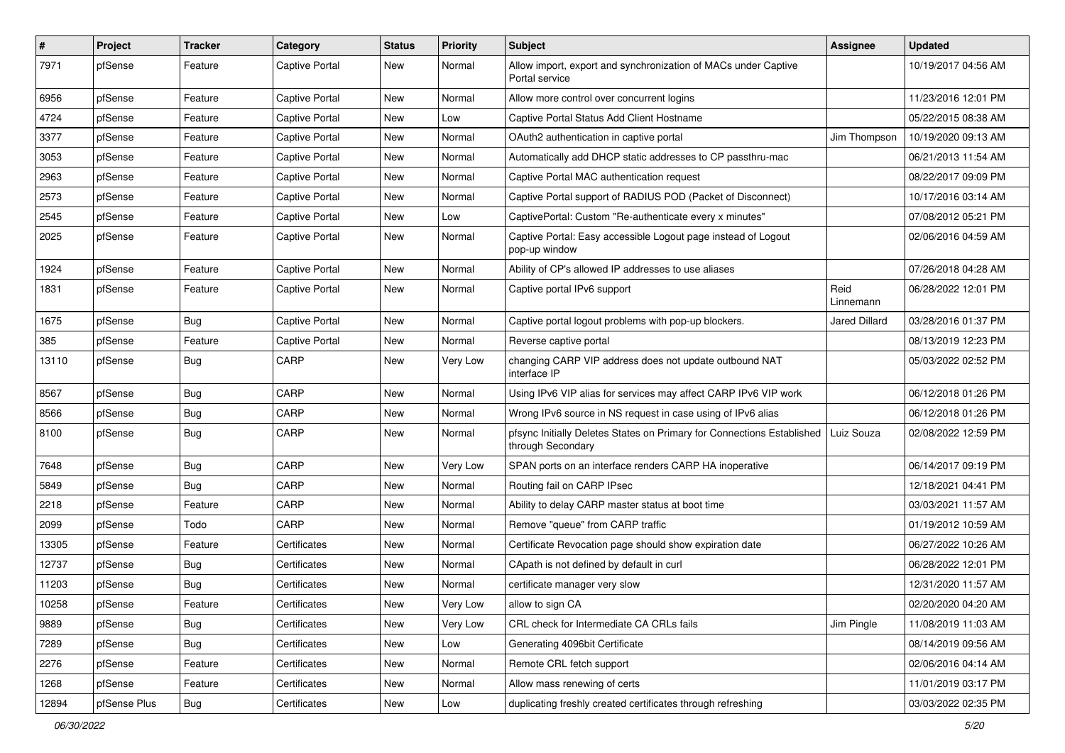| # | Project | Tracker | Category | Status | Priority | Subject | Assignee | Updated |
|---|---|---|---|---|---|---|---|---|
| 7971 | pfSense | Feature | Captive Portal | New | Normal | Allow import, export and synchronization of MACs under Captive Portal service | | 10/19/2017 04:56 AM |
| 6956 | pfSense | Feature | Captive Portal | New | Normal | Allow more control over concurrent logins | | 11/23/2016 12:01 PM |
| 4724 | pfSense | Feature | Captive Portal | New | Low | Captive Portal Status Add Client Hostname | | 05/22/2015 08:38 AM |
| 3377 | pfSense | Feature | Captive Portal | New | Normal | OAuth2 authentication in captive portal | Jim Thompson | 10/19/2020 09:13 AM |
| 3053 | pfSense | Feature | Captive Portal | New | Normal | Automatically add DHCP static addresses to CP passthru-mac | | 06/21/2013 11:54 AM |
| 2963 | pfSense | Feature | Captive Portal | New | Normal | Captive Portal MAC authentication request | | 08/22/2017 09:09 PM |
| 2573 | pfSense | Feature | Captive Portal | New | Normal | Captive Portal support of RADIUS POD (Packet of Disconnect) | | 10/17/2016 03:14 AM |
| 2545 | pfSense | Feature | Captive Portal | New | Low | CaptivePortal: Custom "Re-authenticate every x minutes" | | 07/08/2012 05:21 PM |
| 2025 | pfSense | Feature | Captive Portal | New | Normal | Captive Portal: Easy accessible Logout page instead of Logout pop-up window | | 02/06/2016 04:59 AM |
| 1924 | pfSense | Feature | Captive Portal | New | Normal | Ability of CP's allowed IP addresses to use aliases | | 07/26/2018 04:28 AM |
| 1831 | pfSense | Feature | Captive Portal | New | Normal | Captive portal IPv6 support | Reid Linnemann | 06/28/2022 12:01 PM |
| 1675 | pfSense | Bug | Captive Portal | New | Normal | Captive portal logout problems with pop-up blockers. | Jared Dillard | 03/28/2016 01:37 PM |
| 385 | pfSense | Feature | Captive Portal | New | Normal | Reverse captive portal | | 08/13/2019 12:23 PM |
| 13110 | pfSense | Bug | CARP | New | Very Low | changing CARP VIP address does not update outbound NAT interface IP | | 05/03/2022 02:52 PM |
| 8567 | pfSense | Bug | CARP | New | Normal | Using IPv6 VIP alias for services may affect CARP IPv6 VIP work | | 06/12/2018 01:26 PM |
| 8566 | pfSense | Bug | CARP | New | Normal | Wrong IPv6 source in NS request in case using of IPv6 alias | | 06/12/2018 01:26 PM |
| 8100 | pfSense | Bug | CARP | New | Normal | pfsync Initially Deletes States on Primary for Connections Established through Secondary | Luiz Souza | 02/08/2022 12:59 PM |
| 7648 | pfSense | Bug | CARP | New | Very Low | SPAN ports on an interface renders CARP HA inoperative | | 06/14/2017 09:19 PM |
| 5849 | pfSense | Bug | CARP | New | Normal | Routing fail on CARP IPsec | | 12/18/2021 04:41 PM |
| 2218 | pfSense | Feature | CARP | New | Normal | Ability to delay CARP master status at boot time | | 03/03/2021 11:57 AM |
| 2099 | pfSense | Todo | CARP | New | Normal | Remove "queue" from CARP traffic | | 01/19/2012 10:59 AM |
| 13305 | pfSense | Feature | Certificates | New | Normal | Certificate Revocation page should show expiration date | | 06/27/2022 10:26 AM |
| 12737 | pfSense | Bug | Certificates | New | Normal | CApath is not defined by default in curl | | 06/28/2022 12:01 PM |
| 11203 | pfSense | Bug | Certificates | New | Normal | certificate manager very slow | | 12/31/2020 11:57 AM |
| 10258 | pfSense | Feature | Certificates | New | Very Low | allow to sign CA | | 02/20/2020 04:20 AM |
| 9889 | pfSense | Bug | Certificates | New | Very Low | CRL check for Intermediate CA CRLs fails | Jim Pingle | 11/08/2019 11:03 AM |
| 7289 | pfSense | Bug | Certificates | New | Low | Generating 4096bit Certificate | | 08/14/2019 09:56 AM |
| 2276 | pfSense | Feature | Certificates | New | Normal | Remote CRL fetch support | | 02/06/2016 04:14 AM |
| 1268 | pfSense | Feature | Certificates | New | Normal | Allow mass renewing of certs | | 11/01/2019 03:17 PM |
| 12894 | pfSense Plus | Bug | Certificates | New | Low | duplicating freshly created certificates through refreshing | | 03/03/2022 02:35 PM |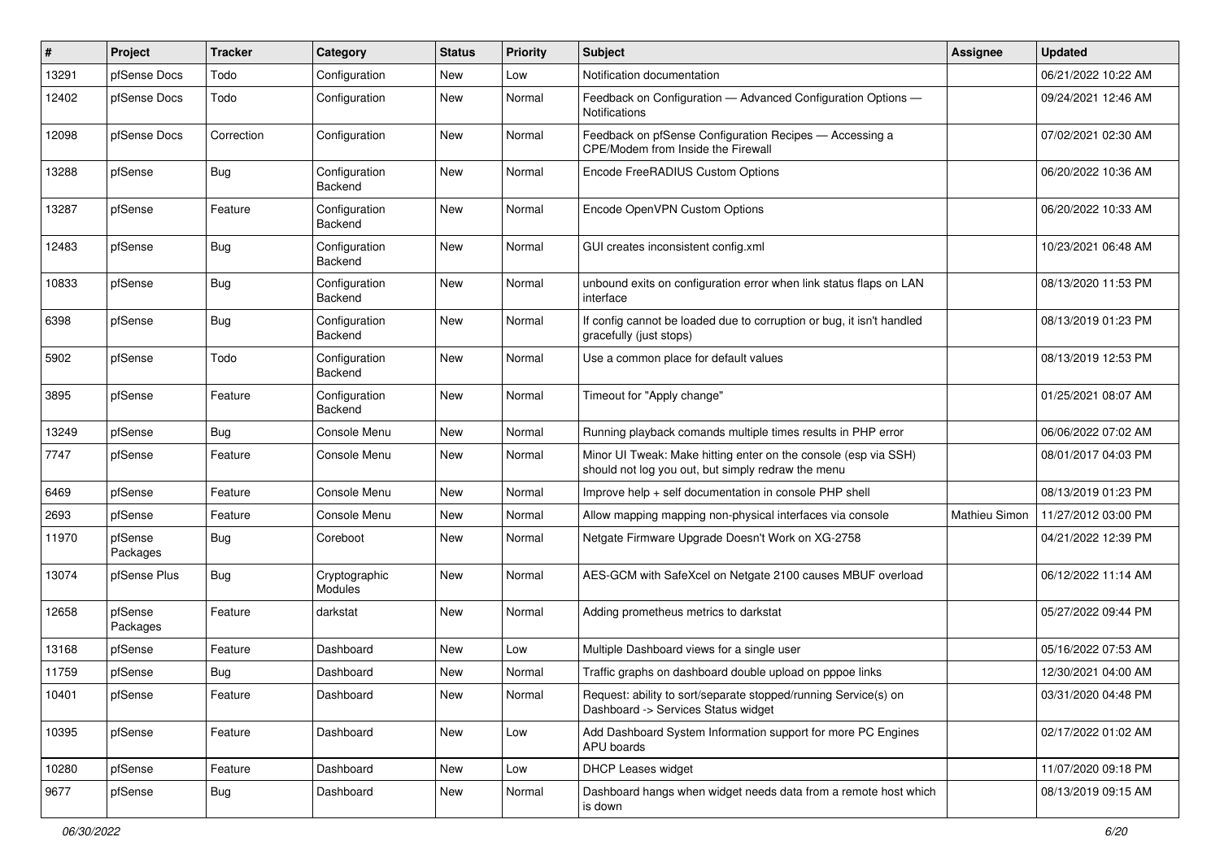| # | Project | Tracker | Category | Status | Priority | Subject | Assignee | Updated |
|---|---|---|---|---|---|---|---|---|
| 13291 | pfSense Docs | Todo | Configuration | New | Low | Notification documentation | | 06/21/2022 10:22 AM |
| 12402 | pfSense Docs | Todo | Configuration | New | Normal | Feedback on Configuration — Advanced Configuration Options — Notifications | | 09/24/2021 12:46 AM |
| 12098 | pfSense Docs | Correction | Configuration | New | Normal | Feedback on pfSense Configuration Recipes — Accessing a CPE/Modem from Inside the Firewall | | 07/02/2021 02:30 AM |
| 13288 | pfSense | Bug | Configuration Backend | New | Normal | Encode FreeRADIUS Custom Options | | 06/20/2022 10:36 AM |
| 13287 | pfSense | Feature | Configuration Backend | New | Normal | Encode OpenVPN Custom Options | | 06/20/2022 10:33 AM |
| 12483 | pfSense | Bug | Configuration Backend | New | Normal | GUI creates inconsistent config.xml | | 10/23/2021 06:48 AM |
| 10833 | pfSense | Bug | Configuration Backend | New | Normal | unbound exits on configuration error when link status flaps on LAN interface | | 08/13/2020 11:53 PM |
| 6398 | pfSense | Bug | Configuration Backend | New | Normal | If config cannot be loaded due to corruption or bug, it isn't handled gracefully (just stops) | | 08/13/2019 01:23 PM |
| 5902 | pfSense | Todo | Configuration Backend | New | Normal | Use a common place for default values | | 08/13/2019 12:53 PM |
| 3895 | pfSense | Feature | Configuration Backend | New | Normal | Timeout for "Apply change" | | 01/25/2021 08:07 AM |
| 13249 | pfSense | Bug | Console Menu | New | Normal | Running playback comands multiple times results in PHP error | | 06/06/2022 07:02 AM |
| 7747 | pfSense | Feature | Console Menu | New | Normal | Minor UI Tweak: Make hitting enter on the console (esp via SSH) should not log you out, but simply redraw the menu | | 08/01/2017 04:03 PM |
| 6469 | pfSense | Feature | Console Menu | New | Normal | Improve help + self documentation in console PHP shell | | 08/13/2019 01:23 PM |
| 2693 | pfSense | Feature | Console Menu | New | Normal | Allow mapping mapping non-physical interfaces via console | Mathieu Simon | 11/27/2012 03:00 PM |
| 11970 | pfSense Packages | Bug | Coreboot | New | Normal | Netgate Firmware Upgrade Doesn't Work on XG-2758 | | 04/21/2022 12:39 PM |
| 13074 | pfSense Plus | Bug | Cryptographic Modules | New | Normal | AES-GCM with SafeXcel on Netgate 2100 causes MBUF overload | | 06/12/2022 11:14 AM |
| 12658 | pfSense Packages | Feature | darkstat | New | Normal | Adding prometheus metrics to darkstat | | 05/27/2022 09:44 PM |
| 13168 | pfSense | Feature | Dashboard | New | Low | Multiple Dashboard views for a single user | | 05/16/2022 07:53 AM |
| 11759 | pfSense | Bug | Dashboard | New | Normal | Traffic graphs on dashboard double upload on pppoe links | | 12/30/2021 04:00 AM |
| 10401 | pfSense | Feature | Dashboard | New | Normal | Request: ability to sort/separate stopped/running Service(s) on Dashboard -> Services Status widget | | 03/31/2020 04:48 PM |
| 10395 | pfSense | Feature | Dashboard | New | Low | Add Dashboard System Information support for more PC Engines APU boards | | 02/17/2022 01:02 AM |
| 10280 | pfSense | Feature | Dashboard | New | Low | DHCP Leases widget | | 11/07/2020 09:18 PM |
| 9677 | pfSense | Bug | Dashboard | New | Normal | Dashboard hangs when widget needs data from a remote host which is down | | 08/13/2019 09:15 AM |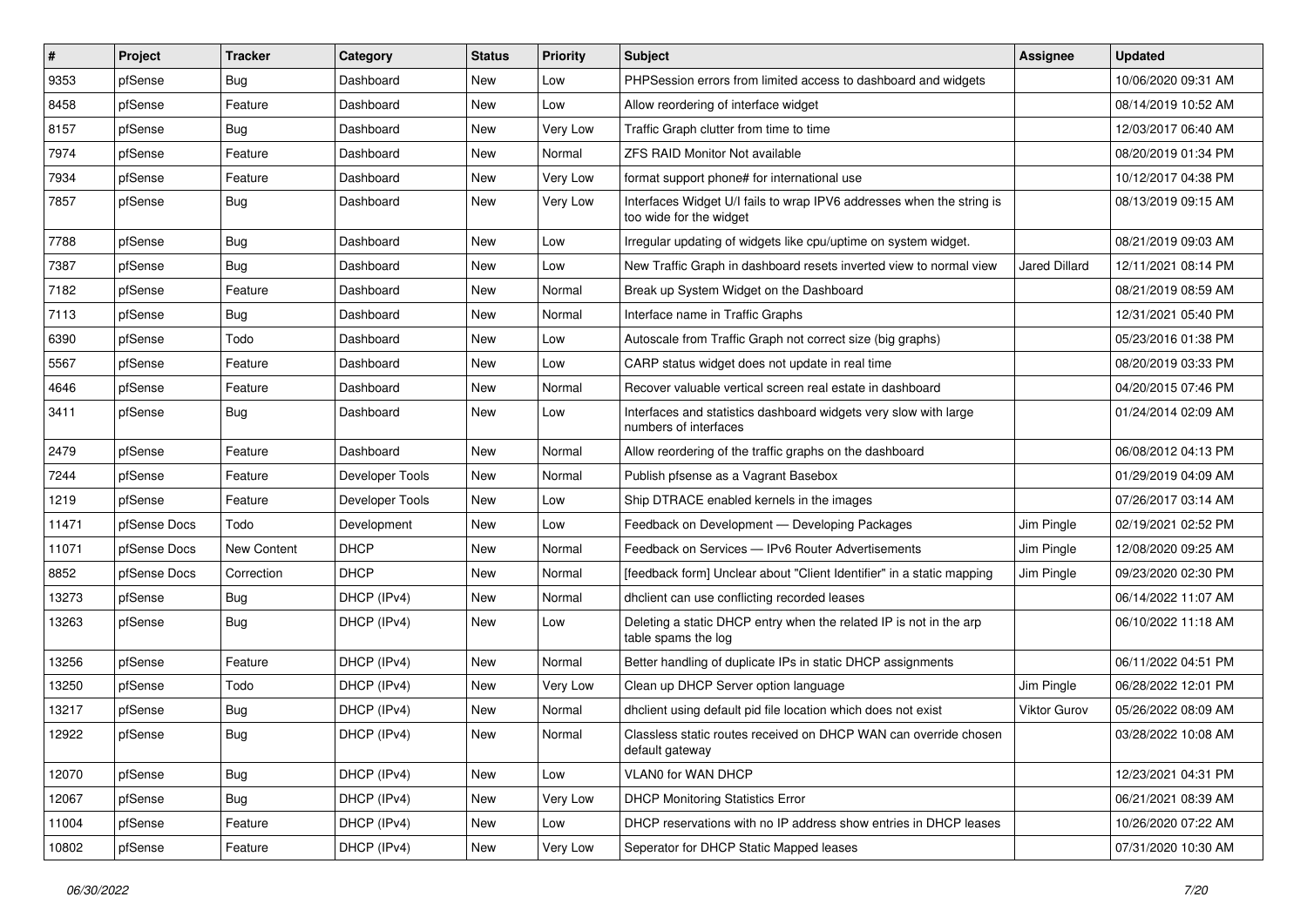| # | Project | Tracker | Category | Status | Priority | Subject | Assignee | Updated |
|---|---|---|---|---|---|---|---|---|
| 9353 | pfSense | Bug | Dashboard | New | Low | PHPSession errors from limited access to dashboard and widgets | | 10/06/2020 09:31 AM |
| 8458 | pfSense | Feature | Dashboard | New | Low | Allow reordering of interface widget | | 08/14/2019 10:52 AM |
| 8157 | pfSense | Bug | Dashboard | New | Very Low | Traffic Graph clutter from time to time | | 12/03/2017 06:40 AM |
| 7974 | pfSense | Feature | Dashboard | New | Normal | ZFS RAID Monitor Not available | | 08/20/2019 01:34 PM |
| 7934 | pfSense | Feature | Dashboard | New | Very Low | format support phone# for international use | | 10/12/2017 04:38 PM |
| 7857 | pfSense | Bug | Dashboard | New | Very Low | Interfaces Widget U/I fails to wrap IPV6 addresses when the string is too wide for the widget | | 08/13/2019 09:15 AM |
| 7788 | pfSense | Bug | Dashboard | New | Low | Irregular updating of widgets like cpu/uptime on system widget. | | 08/21/2019 09:03 AM |
| 7387 | pfSense | Bug | Dashboard | New | Low | New Traffic Graph in dashboard resets inverted view to normal view | Jared Dillard | 12/11/2021 08:14 PM |
| 7182 | pfSense | Feature | Dashboard | New | Normal | Break up System Widget on the Dashboard | | 08/21/2019 08:59 AM |
| 7113 | pfSense | Bug | Dashboard | New | Normal | Interface name in Traffic Graphs | | 12/31/2021 05:40 PM |
| 6390 | pfSense | Todo | Dashboard | New | Low | Autoscale from Traffic Graph not correct size (big graphs) | | 05/23/2016 01:38 PM |
| 5567 | pfSense | Feature | Dashboard | New | Low | CARP status widget does not update in real time | | 08/20/2019 03:33 PM |
| 4646 | pfSense | Feature | Dashboard | New | Normal | Recover valuable vertical screen real estate in dashboard | | 04/20/2015 07:46 PM |
| 3411 | pfSense | Bug | Dashboard | New | Low | Interfaces and statistics dashboard widgets very slow with large numbers of interfaces | | 01/24/2014 02:09 AM |
| 2479 | pfSense | Feature | Dashboard | New | Normal | Allow reordering of the traffic graphs on the dashboard | | 06/08/2012 04:13 PM |
| 7244 | pfSense | Feature | Developer Tools | New | Normal | Publish pfsense as a Vagrant Basebox | | 01/29/2019 04:09 AM |
| 1219 | pfSense | Feature | Developer Tools | New | Low | Ship DTRACE enabled kernels in the images | | 07/26/2017 03:14 AM |
| 11471 | pfSense Docs | Todo | Development | New | Low | Feedback on Development — Developing Packages | Jim Pingle | 02/19/2021 02:52 PM |
| 11071 | pfSense Docs | New Content | DHCP | New | Normal | Feedback on Services — IPv6 Router Advertisements | Jim Pingle | 12/08/2020 09:25 AM |
| 8852 | pfSense Docs | Correction | DHCP | New | Normal | [feedback form] Unclear about "Client Identifier" in a static mapping | Jim Pingle | 09/23/2020 02:30 PM |
| 13273 | pfSense | Bug | DHCP (IPv4) | New | Normal | dhclient can use conflicting recorded leases | | 06/14/2022 11:07 AM |
| 13263 | pfSense | Bug | DHCP (IPv4) | New | Low | Deleting a static DHCP entry when the related IP is not in the arp table spams the log | | 06/10/2022 11:18 AM |
| 13256 | pfSense | Feature | DHCP (IPv4) | New | Normal | Better handling of duplicate IPs in static DHCP assignments | | 06/11/2022 04:51 PM |
| 13250 | pfSense | Todo | DHCP (IPv4) | New | Very Low | Clean up DHCP Server option language | Jim Pingle | 06/28/2022 12:01 PM |
| 13217 | pfSense | Bug | DHCP (IPv4) | New | Normal | dhclient using default pid file location which does not exist | Viktor Gurov | 05/26/2022 08:09 AM |
| 12922 | pfSense | Bug | DHCP (IPv4) | New | Normal | Classless static routes received on DHCP WAN can override chosen default gateway | | 03/28/2022 10:08 AM |
| 12070 | pfSense | Bug | DHCP (IPv4) | New | Low | VLAN0 for WAN DHCP | | 12/23/2021 04:31 PM |
| 12067 | pfSense | Bug | DHCP (IPv4) | New | Very Low | DHCP Monitoring Statistics Error | | 06/21/2021 08:39 AM |
| 11004 | pfSense | Feature | DHCP (IPv4) | New | Low | DHCP reservations with no IP address show entries in DHCP leases | | 10/26/2020 07:22 AM |
| 10802 | pfSense | Feature | DHCP (IPv4) | New | Very Low | Seperator for DHCP Static Mapped leases | | 07/31/2020 10:30 AM |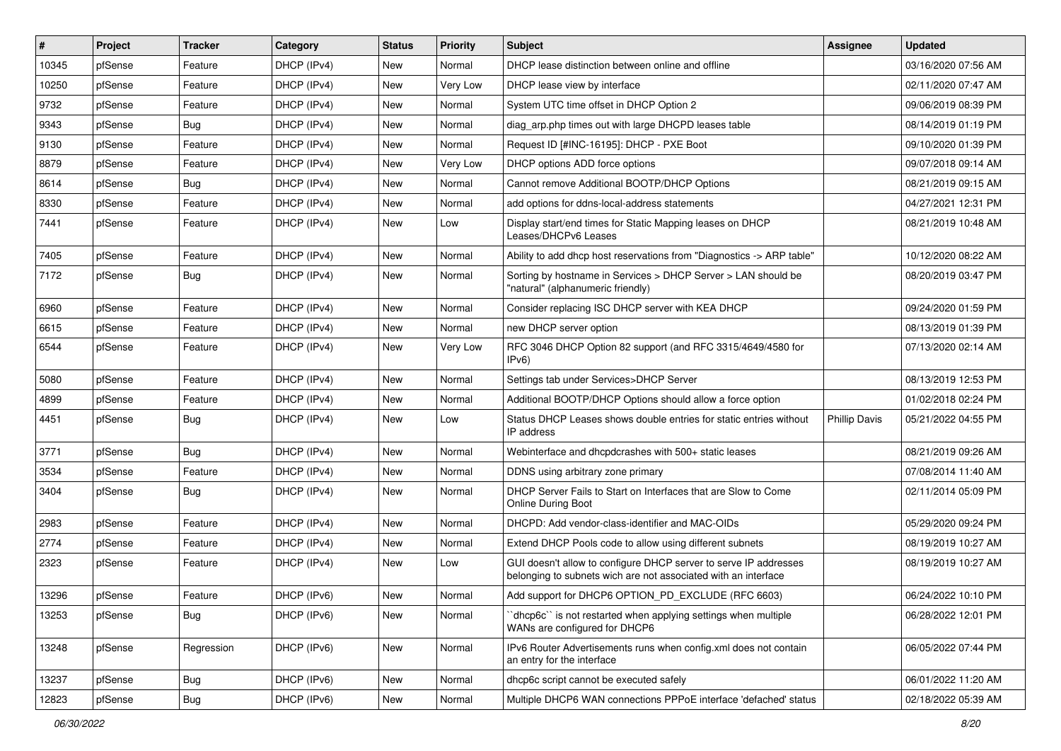| # | Project | Tracker | Category | Status | Priority | Subject | Assignee | Updated |
|---|---|---|---|---|---|---|---|---|
| 10345 | pfSense | Feature | DHCP (IPv4) | New | Normal | DHCP lease distinction between online and offline | | 03/16/2020 07:56 AM |
| 10250 | pfSense | Feature | DHCP (IPv4) | New | Very Low | DHCP lease view by interface | | 02/11/2020 07:47 AM |
| 9732 | pfSense | Feature | DHCP (IPv4) | New | Normal | System UTC time offset in DHCP Option 2 | | 09/06/2019 08:39 PM |
| 9343 | pfSense | Bug | DHCP (IPv4) | New | Normal | diag_arp.php times out with large DHCPD leases table | | 08/14/2019 01:19 PM |
| 9130 | pfSense | Feature | DHCP (IPv4) | New | Normal | Request ID [#INC-16195]: DHCP - PXE Boot | | 09/10/2020 01:39 PM |
| 8879 | pfSense | Feature | DHCP (IPv4) | New | Very Low | DHCP options ADD force options | | 09/07/2018 09:14 AM |
| 8614 | pfSense | Bug | DHCP (IPv4) | New | Normal | Cannot remove Additional BOOTP/DHCP Options | | 08/21/2019 09:15 AM |
| 8330 | pfSense | Feature | DHCP (IPv4) | New | Normal | add options for ddns-local-address statements | | 04/27/2021 12:31 PM |
| 7441 | pfSense | Feature | DHCP (IPv4) | New | Low | Display start/end times for Static Mapping leases on DHCP Leases/DHCPv6 Leases | | 08/21/2019 10:48 AM |
| 7405 | pfSense | Feature | DHCP (IPv4) | New | Normal | Ability to add dhcp host reservations from "Diagnostics -> ARP table" | | 10/12/2020 08:22 AM |
| 7172 | pfSense | Bug | DHCP (IPv4) | New | Normal | Sorting by hostname in Services > DHCP Server > LAN should be "natural" (alphanumeric friendly) | | 08/20/2019 03:47 PM |
| 6960 | pfSense | Feature | DHCP (IPv4) | New | Normal | Consider replacing ISC DHCP server with KEA DHCP | | 09/24/2020 01:59 PM |
| 6615 | pfSense | Feature | DHCP (IPv4) | New | Normal | new DHCP server option | | 08/13/2019 01:39 PM |
| 6544 | pfSense | Feature | DHCP (IPv4) | New | Very Low | RFC 3046 DHCP Option 82 support (and RFC 3315/4649/4580 for IPv6) | | 07/13/2020 02:14 AM |
| 5080 | pfSense | Feature | DHCP (IPv4) | New | Normal | Settings tab under Services>DHCP Server | | 08/13/2019 12:53 PM |
| 4899 | pfSense | Feature | DHCP (IPv4) | New | Normal | Additional BOOTP/DHCP Options should allow a force option | | 01/02/2018 02:24 PM |
| 4451 | pfSense | Bug | DHCP (IPv4) | New | Low | Status DHCP Leases shows double entries for static entries without IP address | Phillip Davis | 05/21/2022 04:55 PM |
| 3771 | pfSense | Bug | DHCP (IPv4) | New | Normal | Webinterface and dhcpdcrashes with 500+ static leases | | 08/21/2019 09:26 AM |
| 3534 | pfSense | Feature | DHCP (IPv4) | New | Normal | DDNS using arbitrary zone primary | | 07/08/2014 11:40 AM |
| 3404 | pfSense | Bug | DHCP (IPv4) | New | Normal | DHCP Server Fails to Start on Interfaces that are Slow to Come Online During Boot | | 02/11/2014 05:09 PM |
| 2983 | pfSense | Feature | DHCP (IPv4) | New | Normal | DHCPD: Add vendor-class-identifier and MAC-OIDs | | 05/29/2020 09:24 PM |
| 2774 | pfSense | Feature | DHCP (IPv4) | New | Normal | Extend DHCP Pools code to allow using different subnets | | 08/19/2019 10:27 AM |
| 2323 | pfSense | Feature | DHCP (IPv4) | New | Low | GUI doesn't allow to configure DHCP server to serve IP addresses belonging to subnets wich are not associated with an interface | | 08/19/2019 10:27 AM |
| 13296 | pfSense | Feature | DHCP (IPv6) | New | Normal | Add support for DHCP6 OPTION_PD_EXCLUDE (RFC 6603) | | 06/24/2022 10:10 PM |
| 13253 | pfSense | Bug | DHCP (IPv6) | New | Normal | ``dhcp6c`` is not restarted when applying settings when multiple WANs are configured for DHCP6 | | 06/28/2022 12:01 PM |
| 13248 | pfSense | Regression | DHCP (IPv6) | New | Normal | IPv6 Router Advertisements runs when config.xml does not contain an entry for the interface | | 06/05/2022 07:44 PM |
| 13237 | pfSense | Bug | DHCP (IPv6) | New | Normal | dhcp6c script cannot be executed safely | | 06/01/2022 11:20 AM |
| 12823 | pfSense | Bug | DHCP (IPv6) | New | Normal | Multiple DHCP6 WAN connections PPPoE interface 'defached' status | | 02/18/2022 05:39 AM |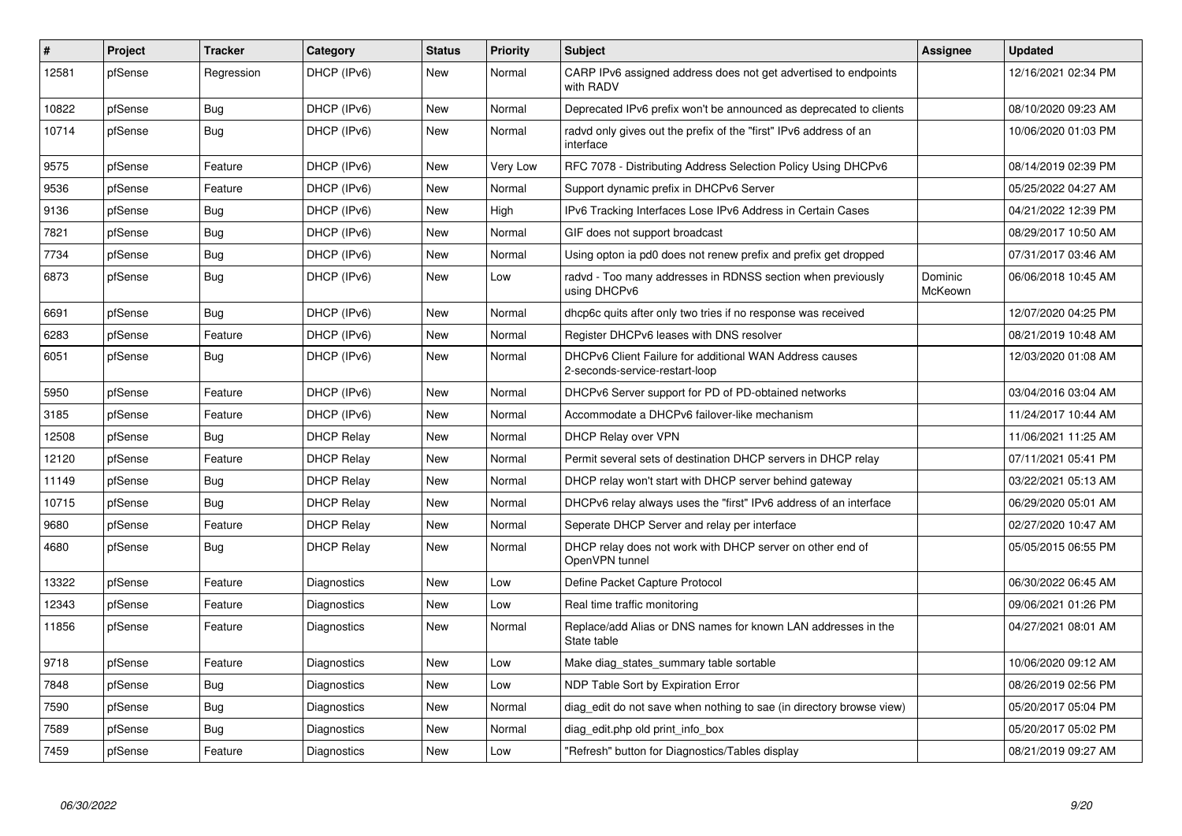| # | Project | Tracker | Category | Status | Priority | Subject | Assignee | Updated |
|---|---|---|---|---|---|---|---|---|
| 12581 | pfSense | Regression | DHCP (IPv6) | New | Normal | CARP IPv6 assigned address does not get advertised to endpoints with RADV | | 12/16/2021 02:34 PM |
| 10822 | pfSense | Bug | DHCP (IPv6) | New | Normal | Deprecated IPv6 prefix won't be announced as deprecated to clients | | 08/10/2020 09:23 AM |
| 10714 | pfSense | Bug | DHCP (IPv6) | New | Normal | radvd only gives out the prefix of the "first" IPv6 address of an interface | | 10/06/2020 01:03 PM |
| 9575 | pfSense | Feature | DHCP (IPv6) | New | Very Low | RFC 7078 - Distributing Address Selection Policy Using DHCPv6 | | 08/14/2019 02:39 PM |
| 9536 | pfSense | Feature | DHCP (IPv6) | New | Normal | Support dynamic prefix in DHCPv6 Server | | 05/25/2022 04:27 AM |
| 9136 | pfSense | Bug | DHCP (IPv6) | New | High | IPv6 Tracking Interfaces Lose IPv6 Address in Certain Cases | | 04/21/2022 12:39 PM |
| 7821 | pfSense | Bug | DHCP (IPv6) | New | Normal | GIF does not support broadcast | | 08/29/2017 10:50 AM |
| 7734 | pfSense | Bug | DHCP (IPv6) | New | Normal | Using opton ia pd0 does not renew prefix and prefix get dropped | | 07/31/2017 03:46 AM |
| 6873 | pfSense | Bug | DHCP (IPv6) | New | Low | radvd - Too many addresses in RDNSS section when previously using DHCPv6 | Dominic McKeown | 06/06/2018 10:45 AM |
| 6691 | pfSense | Bug | DHCP (IPv6) | New | Normal | dhcp6c quits after only two tries if no response was received | | 12/07/2020 04:25 PM |
| 6283 | pfSense | Feature | DHCP (IPv6) | New | Normal | Register DHCPv6 leases with DNS resolver | | 08/21/2019 10:48 AM |
| 6051 | pfSense | Bug | DHCP (IPv6) | New | Normal | DHCPv6 Client Failure for additional WAN Address causes 2-seconds-service-restart-loop | | 12/03/2020 01:08 AM |
| 5950 | pfSense | Feature | DHCP (IPv6) | New | Normal | DHCPv6 Server support for PD of PD-obtained networks | | 03/04/2016 03:04 AM |
| 3185 | pfSense | Feature | DHCP (IPv6) | New | Normal | Accommodate a DHCPv6 failover-like mechanism | | 11/24/2017 10:44 AM |
| 12508 | pfSense | Bug | DHCP Relay | New | Normal | DHCP Relay over VPN | | 11/06/2021 11:25 AM |
| 12120 | pfSense | Feature | DHCP Relay | New | Normal | Permit several sets of destination DHCP servers in DHCP relay | | 07/11/2021 05:41 PM |
| 11149 | pfSense | Bug | DHCP Relay | New | Normal | DHCP relay won't start with DHCP server behind gateway | | 03/22/2021 05:13 AM |
| 10715 | pfSense | Bug | DHCP Relay | New | Normal | DHCPv6 relay always uses the "first" IPv6 address of an interface | | 06/29/2020 05:01 AM |
| 9680 | pfSense | Feature | DHCP Relay | New | Normal | Seperate DHCP Server and relay per interface | | 02/27/2020 10:47 AM |
| 4680 | pfSense | Bug | DHCP Relay | New | Normal | DHCP relay does not work with DHCP server on other end of OpenVPN tunnel | | 05/05/2015 06:55 PM |
| 13322 | pfSense | Feature | Diagnostics | New | Low | Define Packet Capture Protocol | | 06/30/2022 06:45 AM |
| 12343 | pfSense | Feature | Diagnostics | New | Low | Real time traffic monitoring | | 09/06/2021 01:26 PM |
| 11856 | pfSense | Feature | Diagnostics | New | Normal | Replace/add Alias or DNS names for known LAN addresses in the State table | | 04/27/2021 08:01 AM |
| 9718 | pfSense | Feature | Diagnostics | New | Low | Make diag_states_summary table sortable | | 10/06/2020 09:12 AM |
| 7848 | pfSense | Bug | Diagnostics | New | Low | NDP Table Sort by Expiration Error | | 08/26/2019 02:56 PM |
| 7590 | pfSense | Bug | Diagnostics | New | Normal | diag_edit do not save when nothing to sae (in directory browse view) | | 05/20/2017 05:04 PM |
| 7589 | pfSense | Bug | Diagnostics | New | Normal | diag_edit.php old print_info_box | | 05/20/2017 05:02 PM |
| 7459 | pfSense | Feature | Diagnostics | New | Low | "Refresh" button for Diagnostics/Tables display | | 08/21/2019 09:27 AM |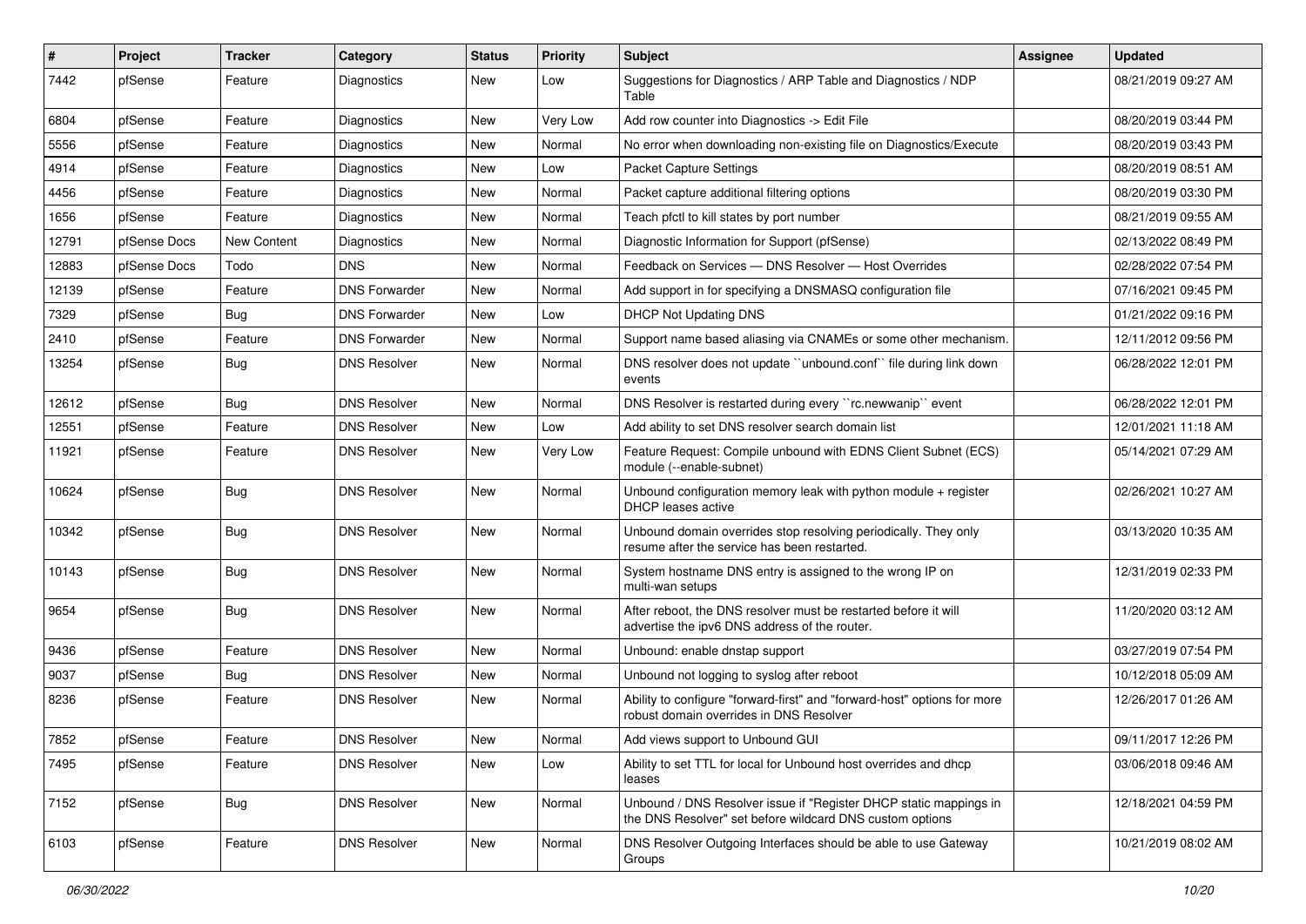| # | Project | Tracker | Category | Status | Priority | Subject | Assignee | Updated |
|---|---|---|---|---|---|---|---|---|
| 7442 | pfSense | Feature | Diagnostics | New | Low | Suggestions for Diagnostics / ARP Table and Diagnostics / NDP Table | | 08/21/2019 09:27 AM |
| 6804 | pfSense | Feature | Diagnostics | New | Very Low | Add row counter into Diagnostics -> Edit File | | 08/20/2019 03:44 PM |
| 5556 | pfSense | Feature | Diagnostics | New | Normal | No error when downloading non-existing file on Diagnostics/Execute | | 08/20/2019 03:43 PM |
| 4914 | pfSense | Feature | Diagnostics | New | Low | Packet Capture Settings | | 08/20/2019 08:51 AM |
| 4456 | pfSense | Feature | Diagnostics | New | Normal | Packet capture additional filtering options | | 08/20/2019 03:30 PM |
| 1656 | pfSense | Feature | Diagnostics | New | Normal | Teach pfctl to kill states by port number | | 08/21/2019 09:55 AM |
| 12791 | pfSense Docs | New Content | Diagnostics | New | Normal | Diagnostic Information for Support (pfSense) | | 02/13/2022 08:49 PM |
| 12883 | pfSense Docs | Todo | DNS | New | Normal | Feedback on Services — DNS Resolver — Host Overrides | | 02/28/2022 07:54 PM |
| 12139 | pfSense | Feature | DNS Forwarder | New | Normal | Add support in for specifying a DNSMASQ configuration file | | 07/16/2021 09:45 PM |
| 7329 | pfSense | Bug | DNS Forwarder | New | Low | DHCP Not Updating DNS | | 01/21/2022 09:16 PM |
| 2410 | pfSense | Feature | DNS Forwarder | New | Normal | Support name based aliasing via CNAMEs or some other mechanism. | | 12/11/2012 09:56 PM |
| 13254 | pfSense | Bug | DNS Resolver | New | Normal | DNS resolver does not update ``unbound.conf`` file during link down events | | 06/28/2022 12:01 PM |
| 12612 | pfSense | Bug | DNS Resolver | New | Normal | DNS Resolver is restarted during every ``rc.newwanip`` event | | 06/28/2022 12:01 PM |
| 12551 | pfSense | Feature | DNS Resolver | New | Low | Add ability to set DNS resolver search domain list | | 12/01/2021 11:18 AM |
| 11921 | pfSense | Feature | DNS Resolver | New | Very Low | Feature Request: Compile unbound with EDNS Client Subnet (ECS) module (--enable-subnet) | | 05/14/2021 07:29 AM |
| 10624 | pfSense | Bug | DNS Resolver | New | Normal | Unbound configuration memory leak with python module + register DHCP leases active | | 02/26/2021 10:27 AM |
| 10342 | pfSense | Bug | DNS Resolver | New | Normal | Unbound domain overrides stop resolving periodically. They only resume after the service has been restarted. | | 03/13/2020 10:35 AM |
| 10143 | pfSense | Bug | DNS Resolver | New | Normal | System hostname DNS entry is assigned to the wrong IP on multi-wan setups | | 12/31/2019 02:33 PM |
| 9654 | pfSense | Bug | DNS Resolver | New | Normal | After reboot, the DNS resolver must be restarted before it will advertise the ipv6 DNS address of the router. | | 11/20/2020 03:12 AM |
| 9436 | pfSense | Feature | DNS Resolver | New | Normal | Unbound: enable dnstap support | | 03/27/2019 07:54 PM |
| 9037 | pfSense | Bug | DNS Resolver | New | Normal | Unbound not logging to syslog after reboot | | 10/12/2018 05:09 AM |
| 8236 | pfSense | Feature | DNS Resolver | New | Normal | Ability to configure "forward-first" and "forward-host" options for more robust domain overrides in DNS Resolver | | 12/26/2017 01:26 AM |
| 7852 | pfSense | Feature | DNS Resolver | New | Normal | Add views support to Unbound GUI | | 09/11/2017 12:26 PM |
| 7495 | pfSense | Feature | DNS Resolver | New | Low | Ability to set TTL for local for Unbound host overrides and dhcp leases | | 03/06/2018 09:46 AM |
| 7152 | pfSense | Bug | DNS Resolver | New | Normal | Unbound / DNS Resolver issue if "Register DHCP static mappings in the DNS Resolver" set before wildcard DNS custom options | | 12/18/2021 04:59 PM |
| 6103 | pfSense | Feature | DNS Resolver | New | Normal | DNS Resolver Outgoing Interfaces should be able to use Gateway Groups | | 10/21/2019 08:02 AM |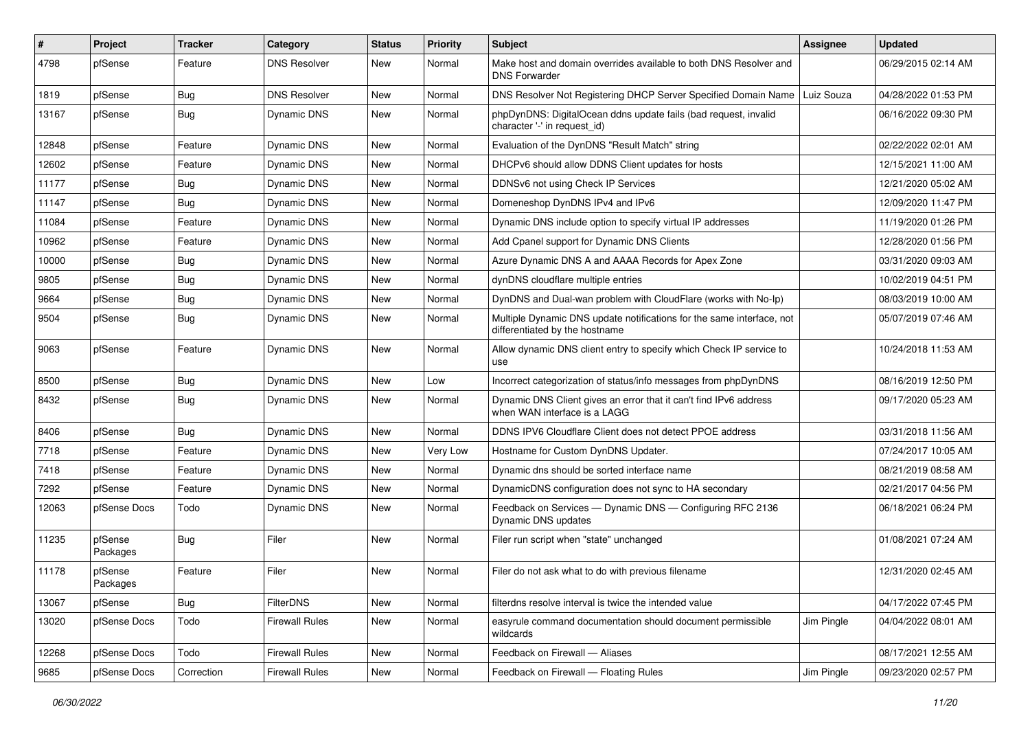| # | Project | Tracker | Category | Status | Priority | Subject | Assignee | Updated |
|---|---|---|---|---|---|---|---|---|
| 4798 | pfSense | Feature | DNS Resolver | New | Normal | Make host and domain overrides available to both DNS Resolver and DNS Forwarder | | 06/29/2015 02:14 AM |
| 1819 | pfSense | Bug | DNS Resolver | New | Normal | DNS Resolver Not Registering DHCP Server Specified Domain Name | Luiz Souza | 04/28/2022 01:53 PM |
| 13167 | pfSense | Bug | Dynamic DNS | New | Normal | phpDynDNS: DigitalOcean ddns update fails (bad request, invalid character '-' in request_id) | | 06/16/2022 09:30 PM |
| 12848 | pfSense | Feature | Dynamic DNS | New | Normal | Evaluation of the DynDNS "Result Match" string | | 02/22/2022 02:01 AM |
| 12602 | pfSense | Feature | Dynamic DNS | New | Normal | DHCPv6 should allow DDNS Client updates for hosts | | 12/15/2021 11:00 AM |
| 11177 | pfSense | Bug | Dynamic DNS | New | Normal | DDNSv6 not using Check IP Services | | 12/21/2020 05:02 AM |
| 11147 | pfSense | Bug | Dynamic DNS | New | Normal | Domeneshop DynDNS IPv4 and IPv6 | | 12/09/2020 11:47 PM |
| 11084 | pfSense | Feature | Dynamic DNS | New | Normal | Dynamic DNS include option to specify virtual IP addresses | | 11/19/2020 01:26 PM |
| 10962 | pfSense | Feature | Dynamic DNS | New | Normal | Add Cpanel support for Dynamic DNS Clients | | 12/28/2020 01:56 PM |
| 10000 | pfSense | Bug | Dynamic DNS | New | Normal | Azure Dynamic DNS A and AAAA Records for Apex Zone | | 03/31/2020 09:03 AM |
| 9805 | pfSense | Bug | Dynamic DNS | New | Normal | dynDNS cloudflare multiple entries | | 10/02/2019 04:51 PM |
| 9664 | pfSense | Bug | Dynamic DNS | New | Normal | DynDNS and Dual-wan problem with CloudFlare (works with No-Ip) | | 08/03/2019 10:00 AM |
| 9504 | pfSense | Bug | Dynamic DNS | New | Normal | Multiple Dynamic DNS update notifications for the same interface, not differentiated by the hostname | | 05/07/2019 07:46 AM |
| 9063 | pfSense | Feature | Dynamic DNS | New | Normal | Allow dynamic DNS client entry to specify which Check IP service to use | | 10/24/2018 11:53 AM |
| 8500 | pfSense | Bug | Dynamic DNS | New | Low | Incorrect categorization of status/info messages from phpDynDNS | | 08/16/2019 12:50 PM |
| 8432 | pfSense | Bug | Dynamic DNS | New | Normal | Dynamic DNS Client gives an error that it can't find IPv6 address when WAN interface is a LAGG | | 09/17/2020 05:23 AM |
| 8406 | pfSense | Bug | Dynamic DNS | New | Normal | DDNS IPV6 Cloudflare Client does not detect PPOE address | | 03/31/2018 11:56 AM |
| 7718 | pfSense | Feature | Dynamic DNS | New | Very Low | Hostname for Custom DynDNS Updater. | | 07/24/2017 10:05 AM |
| 7418 | pfSense | Feature | Dynamic DNS | New | Normal | Dynamic dns should be sorted interface name | | 08/21/2019 08:58 AM |
| 7292 | pfSense | Feature | Dynamic DNS | New | Normal | DynamicDNS configuration does not sync to HA secondary | | 02/21/2017 04:56 PM |
| 12063 | pfSense Docs | Todo | Dynamic DNS | New | Normal | Feedback on Services — Dynamic DNS — Configuring RFC 2136 Dynamic DNS updates | | 06/18/2021 06:24 PM |
| 11235 | pfSense Packages | Bug | Filer | New | Normal | Filer run script when "state" unchanged | | 01/08/2021 07:24 AM |
| 11178 | pfSense Packages | Feature | Filer | New | Normal | Filer do not ask what to do with previous filename | | 12/31/2020 02:45 AM |
| 13067 | pfSense | Bug | FilterDNS | New | Normal | filterdns resolve interval is twice the intended value | | 04/17/2022 07:45 PM |
| 13020 | pfSense Docs | Todo | Firewall Rules | New | Normal | easyrule command documentation should document permissible wildcards | Jim Pingle | 04/04/2022 08:01 AM |
| 12268 | pfSense Docs | Todo | Firewall Rules | New | Normal | Feedback on Firewall — Aliases | | 08/17/2021 12:55 AM |
| 9685 | pfSense Docs | Correction | Firewall Rules | New | Normal | Feedback on Firewall — Floating Rules | Jim Pingle | 09/23/2020 02:57 PM |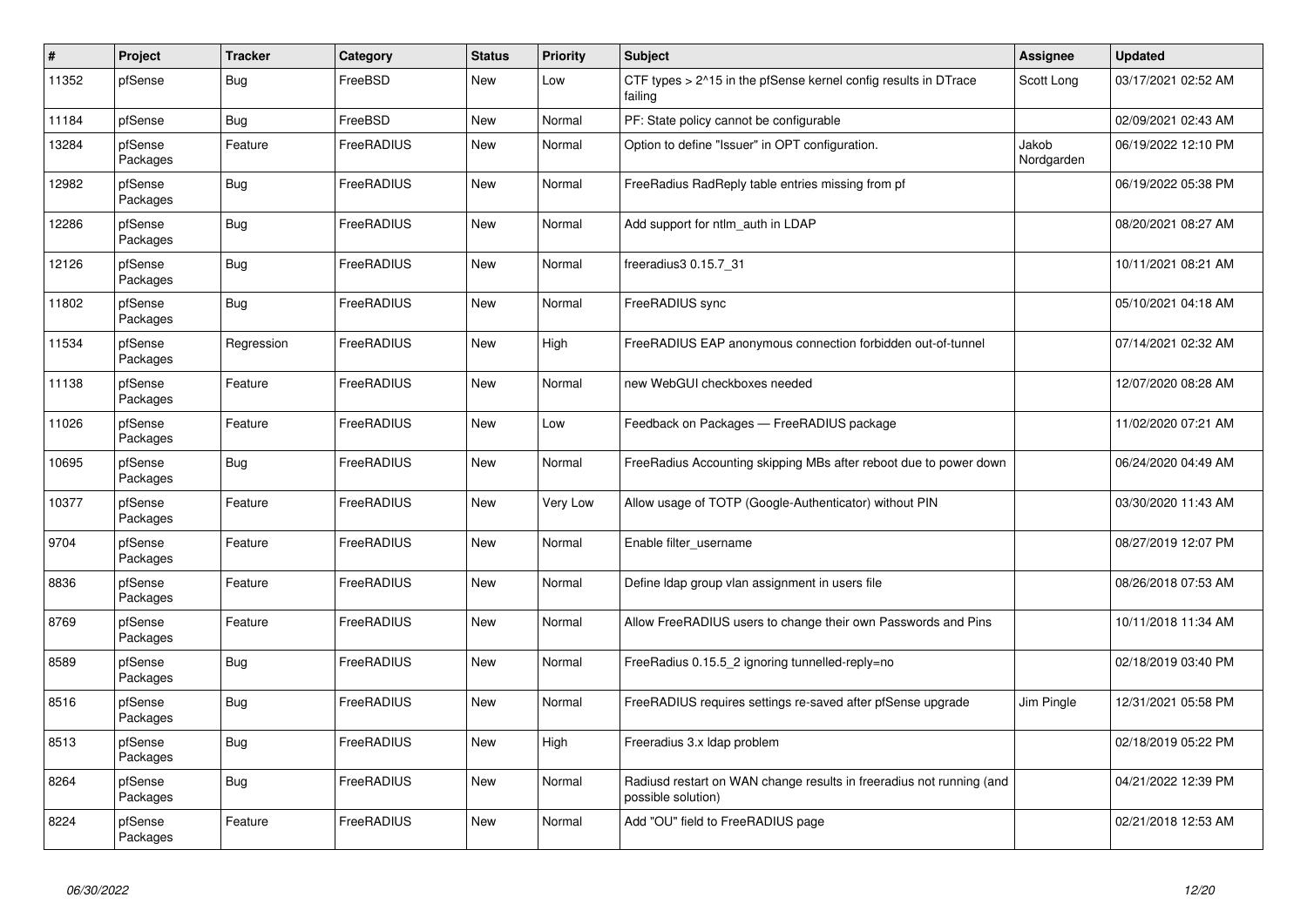| # | Project | Tracker | Category | Status | Priority | Subject | Assignee | Updated |
|---|---|---|---|---|---|---|---|---|
| 11352 | pfSense | Bug | FreeBSD | New | Low | CTF types > 2^15 in the pfSense kernel config results in DTrace failing | Scott Long | 03/17/2021 02:52 AM |
| 11184 | pfSense | Bug | FreeBSD | New | Normal | PF: State policy cannot be configurable | | 02/09/2021 02:43 AM |
| 13284 | pfSense Packages | Feature | FreeRADIUS | New | Normal | Option to define "Issuer" in OPT configuration. | Jakob Nordgarden | 06/19/2022 12:10 PM |
| 12982 | pfSense Packages | Bug | FreeRADIUS | New | Normal | FreeRadius RadReply table entries missing from pf | | 06/19/2022 05:38 PM |
| 12286 | pfSense Packages | Bug | FreeRADIUS | New | Normal | Add support for ntlm_auth in LDAP | | 08/20/2021 08:27 AM |
| 12126 | pfSense Packages | Bug | FreeRADIUS | New | Normal | freeradius3 0.15.7_31 | | 10/11/2021 08:21 AM |
| 11802 | pfSense Packages | Bug | FreeRADIUS | New | Normal | FreeRADIUS sync | | 05/10/2021 04:18 AM |
| 11534 | pfSense Packages | Regression | FreeRADIUS | New | High | FreeRADIUS EAP anonymous connection forbidden out-of-tunnel | | 07/14/2021 02:32 AM |
| 11138 | pfSense Packages | Feature | FreeRADIUS | New | Normal | new WebGUI checkboxes needed | | 12/07/2020 08:28 AM |
| 11026 | pfSense Packages | Feature | FreeRADIUS | New | Low | Feedback on Packages — FreeRADIUS package | | 11/02/2020 07:21 AM |
| 10695 | pfSense Packages | Bug | FreeRADIUS | New | Normal | FreeRadius Accounting skipping MBs after reboot due to power down | | 06/24/2020 04:49 AM |
| 10377 | pfSense Packages | Feature | FreeRADIUS | New | Very Low | Allow usage of TOTP (Google-Authenticator) without PIN | | 03/30/2020 11:43 AM |
| 9704 | pfSense Packages | Feature | FreeRADIUS | New | Normal | Enable filter_username | | 08/27/2019 12:07 PM |
| 8836 | pfSense Packages | Feature | FreeRADIUS | New | Normal | Define ldap group vlan assignment in users file | | 08/26/2018 07:53 AM |
| 8769 | pfSense Packages | Feature | FreeRADIUS | New | Normal | Allow FreeRADIUS users to change their own Passwords and Pins | | 10/11/2018 11:34 AM |
| 8589 | pfSense Packages | Bug | FreeRADIUS | New | Normal | FreeRadius 0.15.5_2 ignoring tunnelled-reply=no | | 02/18/2019 03:40 PM |
| 8516 | pfSense Packages | Bug | FreeRADIUS | New | Normal | FreeRADIUS requires settings re-saved after pfSense upgrade | Jim Pingle | 12/31/2021 05:58 PM |
| 8513 | pfSense Packages | Bug | FreeRADIUS | New | High | Freeradius 3.x ldap problem | | 02/18/2019 05:22 PM |
| 8264 | pfSense Packages | Bug | FreeRADIUS | New | Normal | Radiusd restart on WAN change results in freeradius not running (and possible solution) | | 04/21/2022 12:39 PM |
| 8224 | pfSense Packages | Feature | FreeRADIUS | New | Normal | Add "OU" field to FreeRADIUS page | | 02/21/2018 12:53 AM |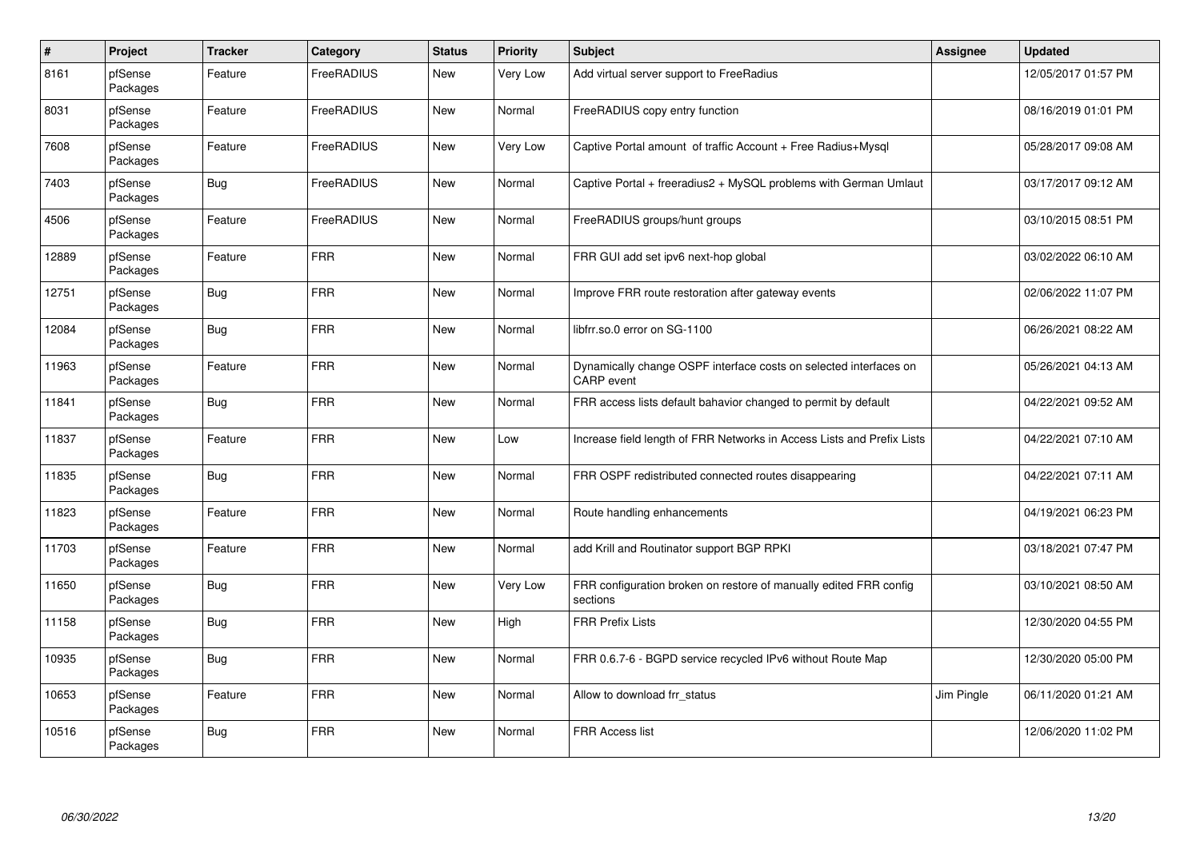| # | Project | Tracker | Category | Status | Priority | Subject | Assignee | Updated |
|---|---|---|---|---|---|---|---|---|
| 8161 | pfSense Packages | Feature | FreeRADIUS | New | Very Low | Add virtual server support to FreeRadius | | 12/05/2017 01:57 PM |
| 8031 | pfSense Packages | Feature | FreeRADIUS | New | Normal | FreeRADIUS copy entry function | | 08/16/2019 01:01 PM |
| 7608 | pfSense Packages | Feature | FreeRADIUS | New | Very Low | Captive Portal amount of traffic Account + Free Radius+Mysql | | 05/28/2017 09:08 AM |
| 7403 | pfSense Packages | Bug | FreeRADIUS | New | Normal | Captive Portal + freeradius2 + MySQL problems with German Umlaut | | 03/17/2017 09:12 AM |
| 4506 | pfSense Packages | Feature | FreeRADIUS | New | Normal | FreeRADIUS groups/hunt groups | | 03/10/2015 08:51 PM |
| 12889 | pfSense Packages | Feature | FRR | New | Normal | FRR GUI add set ipv6 next-hop global | | 03/02/2022 06:10 AM |
| 12751 | pfSense Packages | Bug | FRR | New | Normal | Improve FRR route restoration after gateway events | | 02/06/2022 11:07 PM |
| 12084 | pfSense Packages | Bug | FRR | New | Normal | libfrr.so.0 error on SG-1100 | | 06/26/2021 08:22 AM |
| 11963 | pfSense Packages | Feature | FRR | New | Normal | Dynamically change OSPF interface costs on selected interfaces on CARP event | | 05/26/2021 04:13 AM |
| 11841 | pfSense Packages | Bug | FRR | New | Normal | FRR access lists default bahavior changed to permit by default | | 04/22/2021 09:52 AM |
| 11837 | pfSense Packages | Feature | FRR | New | Low | Increase field length of FRR Networks in Access Lists and Prefix Lists | | 04/22/2021 07:10 AM |
| 11835 | pfSense Packages | Bug | FRR | New | Normal | FRR OSPF redistributed connected routes disappearing | | 04/22/2021 07:11 AM |
| 11823 | pfSense Packages | Feature | FRR | New | Normal | Route handling enhancements | | 04/19/2021 06:23 PM |
| 11703 | pfSense Packages | Feature | FRR | New | Normal | add Krill and Routinator support BGP RPKI | | 03/18/2021 07:47 PM |
| 11650 | pfSense Packages | Bug | FRR | New | Very Low | FRR configuration broken on restore of manually edited FRR config sections | | 03/10/2021 08:50 AM |
| 11158 | pfSense Packages | Bug | FRR | New | High | FRR Prefix Lists | | 12/30/2020 04:55 PM |
| 10935 | pfSense Packages | Bug | FRR | New | Normal | FRR 0.6.7-6 - BGPD service recycled IPv6 without Route Map | | 12/30/2020 05:00 PM |
| 10653 | pfSense Packages | Feature | FRR | New | Normal | Allow to download frr_status | Jim Pingle | 06/11/2020 01:21 AM |
| 10516 | pfSense Packages | Bug | FRR | New | Normal | FRR Access list | | 12/06/2020 11:02 PM |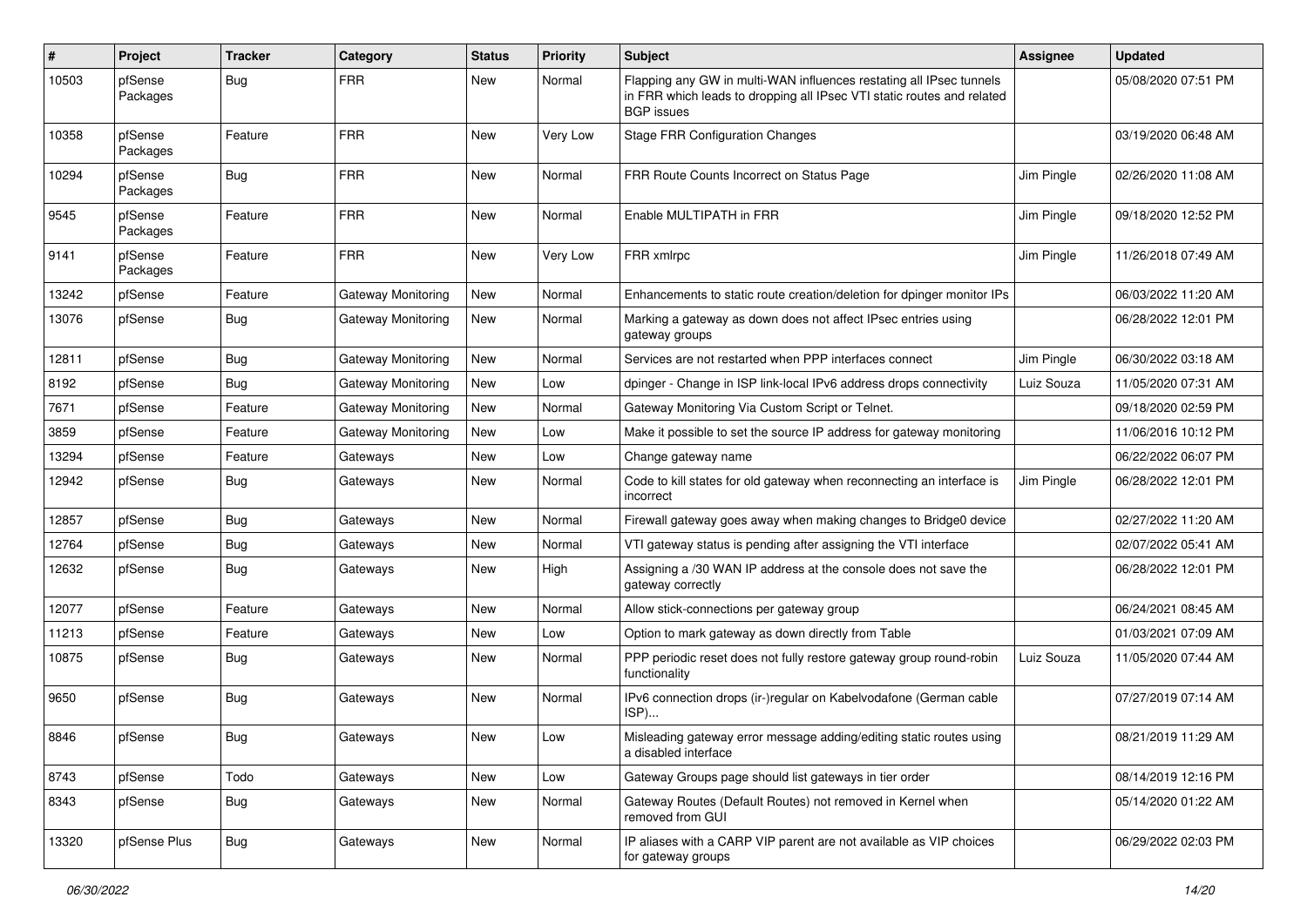| # | Project | Tracker | Category | Status | Priority | Subject | Assignee | Updated |
|---|---|---|---|---|---|---|---|---|
| 10503 | pfSense Packages | Bug | FRR | New | Normal | Flapping any GW in multi-WAN influences restating all IPsec tunnels in FRR which leads to dropping all IPsec VTI static routes and related BGP issues | | 05/08/2020 07:51 PM |
| 10358 | pfSense Packages | Feature | FRR | New | Very Low | Stage FRR Configuration Changes | | 03/19/2020 06:48 AM |
| 10294 | pfSense Packages | Bug | FRR | New | Normal | FRR Route Counts Incorrect on Status Page | Jim Pingle | 02/26/2020 11:08 AM |
| 9545 | pfSense Packages | Feature | FRR | New | Normal | Enable MULTIPATH in FRR | Jim Pingle | 09/18/2020 12:52 PM |
| 9141 | pfSense Packages | Feature | FRR | New | Very Low | FRR xmlrpc | Jim Pingle | 11/26/2018 07:49 AM |
| 13242 | pfSense | Feature | Gateway Monitoring | New | Normal | Enhancements to static route creation/deletion for dpinger monitor IPs | | 06/03/2022 11:20 AM |
| 13076 | pfSense | Bug | Gateway Monitoring | New | Normal | Marking a gateway as down does not affect IPsec entries using gateway groups | | 06/28/2022 12:01 PM |
| 12811 | pfSense | Bug | Gateway Monitoring | New | Normal | Services are not restarted when PPP interfaces connect | Jim Pingle | 06/30/2022 03:18 AM |
| 8192 | pfSense | Bug | Gateway Monitoring | New | Low | dpinger - Change in ISP link-local IPv6 address drops connectivity | Luiz Souza | 11/05/2020 07:31 AM |
| 7671 | pfSense | Feature | Gateway Monitoring | New | Normal | Gateway Monitoring Via Custom Script or Telnet. | | 09/18/2020 02:59 PM |
| 3859 | pfSense | Feature | Gateway Monitoring | New | Low | Make it possible to set the source IP address for gateway monitoring | | 11/06/2016 10:12 PM |
| 13294 | pfSense | Feature | Gateways | New | Low | Change gateway name | | 06/22/2022 06:07 PM |
| 12942 | pfSense | Bug | Gateways | New | Normal | Code to kill states for old gateway when reconnecting an interface is incorrect | Jim Pingle | 06/28/2022 12:01 PM |
| 12857 | pfSense | Bug | Gateways | New | Normal | Firewall gateway goes away when making changes to Bridge0 device | | 02/27/2022 11:20 AM |
| 12764 | pfSense | Bug | Gateways | New | Normal | VTI gateway status is pending after assigning the VTI interface | | 02/07/2022 05:41 AM |
| 12632 | pfSense | Bug | Gateways | New | High | Assigning a /30 WAN IP address at the console does not save the gateway correctly | | 06/28/2022 12:01 PM |
| 12077 | pfSense | Feature | Gateways | New | Normal | Allow stick-connections per gateway group | | 06/24/2021 08:45 AM |
| 11213 | pfSense | Feature | Gateways | New | Low | Option to mark gateway as down directly from Table | | 01/03/2021 07:09 AM |
| 10875 | pfSense | Bug | Gateways | New | Normal | PPP periodic reset does not fully restore gateway group round-robin functionality | Luiz Souza | 11/05/2020 07:44 AM |
| 9650 | pfSense | Bug | Gateways | New | Normal | IPv6 connection drops (ir-)regular on Kabelvodafone (German cable ISP)... | | 07/27/2019 07:14 AM |
| 8846 | pfSense | Bug | Gateways | New | Low | Misleading gateway error message adding/editing static routes using a disabled interface | | 08/21/2019 11:29 AM |
| 8743 | pfSense | Todo | Gateways | New | Low | Gateway Groups page should list gateways in tier order | | 08/14/2019 12:16 PM |
| 8343 | pfSense | Bug | Gateways | New | Normal | Gateway Routes (Default Routes) not removed in Kernel when removed from GUI | | 05/14/2020 01:22 AM |
| 13320 | pfSense Plus | Bug | Gateways | New | Normal | IP aliases with a CARP VIP parent are not available as VIP choices for gateway groups | | 06/29/2022 02:03 PM |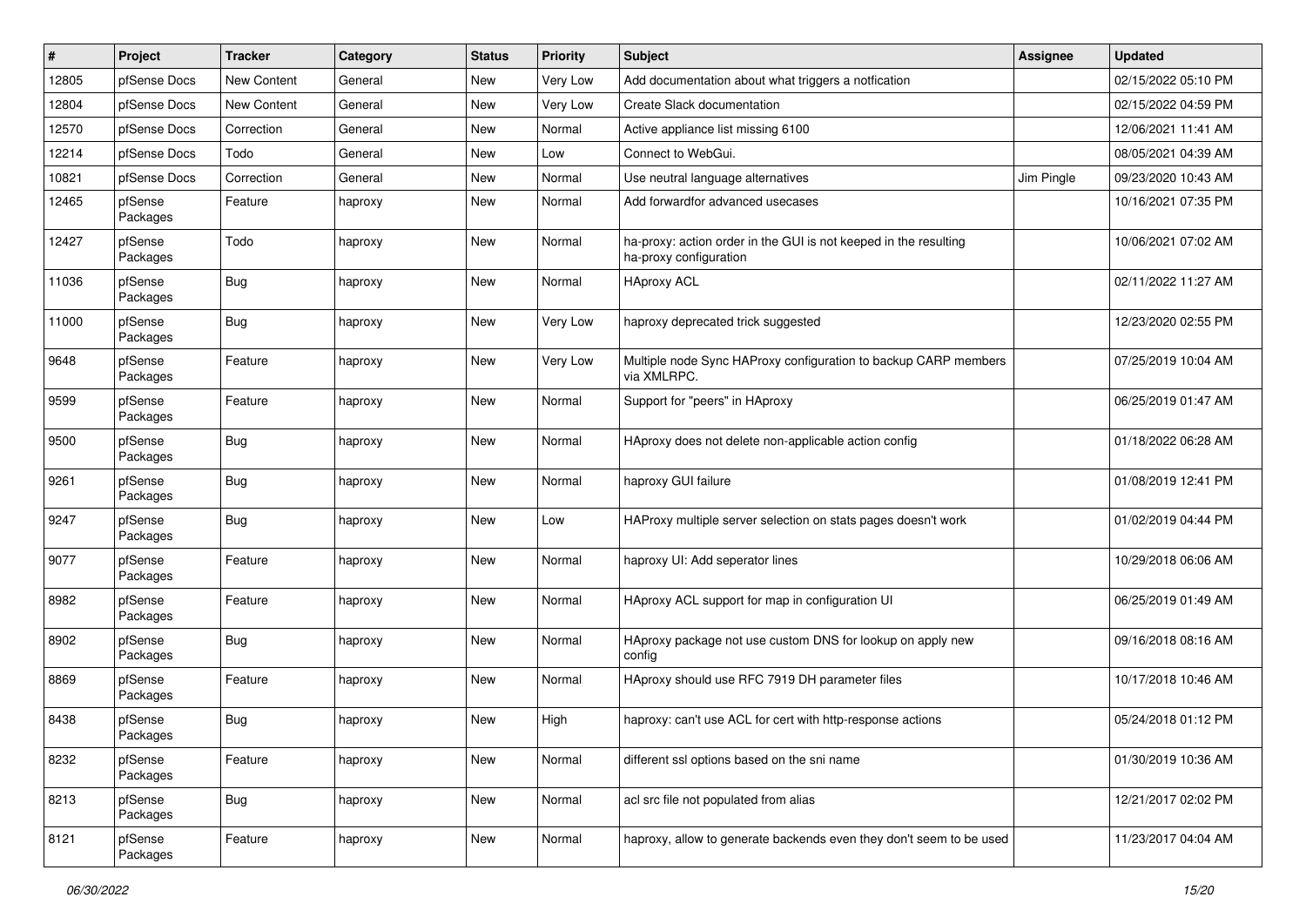| # | Project | Tracker | Category | Status | Priority | Subject | Assignee | Updated |
|---|---|---|---|---|---|---|---|---|
| 12805 | pfSense Docs | New Content | General | New | Very Low | Add documentation about what triggers a notfication | | 02/15/2022 05:10 PM |
| 12804 | pfSense Docs | New Content | General | New | Very Low | Create Slack documentation | | 02/15/2022 04:59 PM |
| 12570 | pfSense Docs | Correction | General | New | Normal | Active appliance list missing 6100 | | 12/06/2021 11:41 AM |
| 12214 | pfSense Docs | Todo | General | New | Low | Connect to WebGui. | | 08/05/2021 04:39 AM |
| 10821 | pfSense Docs | Correction | General | New | Normal | Use neutral language alternatives | Jim Pingle | 09/23/2020 10:43 AM |
| 12465 | pfSense Packages | Feature | haproxy | New | Normal | Add forwardfor advanced usecases | | 10/16/2021 07:35 PM |
| 12427 | pfSense Packages | Todo | haproxy | New | Normal | ha-proxy: action order in the GUI is not keeped in the resulting ha-proxy configuration | | 10/06/2021 07:02 AM |
| 11036 | pfSense Packages | Bug | haproxy | New | Normal | HAproxy ACL | | 02/11/2022 11:27 AM |
| 11000 | pfSense Packages | Bug | haproxy | New | Very Low | haproxy deprecated trick suggested | | 12/23/2020 02:55 PM |
| 9648 | pfSense Packages | Feature | haproxy | New | Very Low | Multiple node Sync HAProxy configuration to backup CARP members via XMLRPC. | | 07/25/2019 10:04 AM |
| 9599 | pfSense Packages | Feature | haproxy | New | Normal | Support for "peers" in HAproxy | | 06/25/2019 01:47 AM |
| 9500 | pfSense Packages | Bug | haproxy | New | Normal | HAproxy does not delete non-applicable action config | | 01/18/2022 06:28 AM |
| 9261 | pfSense Packages | Bug | haproxy | New | Normal | haproxy GUI failure | | 01/08/2019 12:41 PM |
| 9247 | pfSense Packages | Bug | haproxy | New | Low | HAProxy multiple server selection on stats pages doesn't work | | 01/02/2019 04:44 PM |
| 9077 | pfSense Packages | Feature | haproxy | New | Normal | haproxy UI: Add seperator lines | | 10/29/2018 06:06 AM |
| 8982 | pfSense Packages | Feature | haproxy | New | Normal | HAproxy ACL support for map in configuration UI | | 06/25/2019 01:49 AM |
| 8902 | pfSense Packages | Bug | haproxy | New | Normal | HAproxy package not use custom DNS for lookup on apply new config | | 09/16/2018 08:16 AM |
| 8869 | pfSense Packages | Feature | haproxy | New | Normal | HAproxy should use RFC 7919 DH parameter files | | 10/17/2018 10:46 AM |
| 8438 | pfSense Packages | Bug | haproxy | New | High | haproxy: can't use ACL for cert with http-response actions | | 05/24/2018 01:12 PM |
| 8232 | pfSense Packages | Feature | haproxy | New | Normal | different ssl options based on the sni name | | 01/30/2019 10:36 AM |
| 8213 | pfSense Packages | Bug | haproxy | New | Normal | acl src file not populated from alias | | 12/21/2017 02:02 PM |
| 8121 | pfSense Packages | Feature | haproxy | New | Normal | haproxy, allow to generate backends even they don't seem to be used | | 11/23/2017 04:04 AM |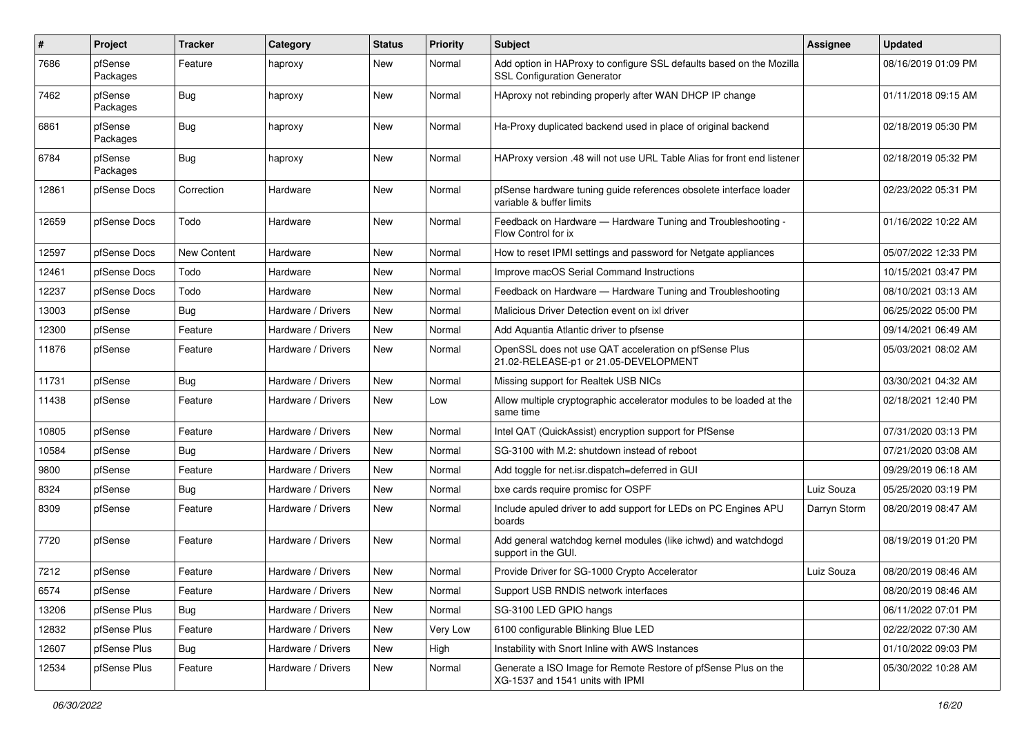| # | Project | Tracker | Category | Status | Priority | Subject | Assignee | Updated |
|---|---|---|---|---|---|---|---|---|
| 7686 | pfSense Packages | Feature | haproxy | New | Normal | Add option in HAProxy to configure SSL defaults based on the Mozilla SSL Configuration Generator | | 08/16/2019 01:09 PM |
| 7462 | pfSense Packages | Bug | haproxy | New | Normal | HAproxy not rebinding properly after WAN DHCP IP change | | 01/11/2018 09:15 AM |
| 6861 | pfSense Packages | Bug | haproxy | New | Normal | Ha-Proxy duplicated backend used in place of original backend | | 02/18/2019 05:30 PM |
| 6784 | pfSense Packages | Bug | haproxy | New | Normal | HAProxy version .48 will not use URL Table Alias for front end listener | | 02/18/2019 05:32 PM |
| 12861 | pfSense Docs | Correction | Hardware | New | Normal | pfSense hardware tuning guide references obsolete interface loader variable & buffer limits | | 02/23/2022 05:31 PM |
| 12659 | pfSense Docs | Todo | Hardware | New | Normal | Feedback on Hardware — Hardware Tuning and Troubleshooting - Flow Control for ix | | 01/16/2022 10:22 AM |
| 12597 | pfSense Docs | New Content | Hardware | New | Normal | How to reset IPMI settings and password for Netgate appliances | | 05/07/2022 12:33 PM |
| 12461 | pfSense Docs | Todo | Hardware | New | Normal | Improve macOS Serial Command Instructions | | 10/15/2021 03:47 PM |
| 12237 | pfSense Docs | Todo | Hardware | New | Normal | Feedback on Hardware — Hardware Tuning and Troubleshooting | | 08/10/2021 03:13 AM |
| 13003 | pfSense | Bug | Hardware / Drivers | New | Normal | Malicious Driver Detection event on ixl driver | | 06/25/2022 05:00 PM |
| 12300 | pfSense | Feature | Hardware / Drivers | New | Normal | Add Aquantia Atlantic driver to pfsense | | 09/14/2021 06:49 AM |
| 11876 | pfSense | Feature | Hardware / Drivers | New | Normal | OpenSSL does not use QAT acceleration on pfSense Plus 21.02-RELEASE-p1 or 21.05-DEVELOPMENT | | 05/03/2021 08:02 AM |
| 11731 | pfSense | Bug | Hardware / Drivers | New | Normal | Missing support for Realtek USB NICs | | 03/30/2021 04:32 AM |
| 11438 | pfSense | Feature | Hardware / Drivers | New | Low | Allow multiple cryptographic accelerator modules to be loaded at the same time | | 02/18/2021 12:40 PM |
| 10805 | pfSense | Feature | Hardware / Drivers | New | Normal | Intel QAT (QuickAssist) encryption support for PfSense | | 07/31/2020 03:13 PM |
| 10584 | pfSense | Bug | Hardware / Drivers | New | Normal | SG-3100 with M.2: shutdown instead of reboot | | 07/21/2020 03:08 AM |
| 9800 | pfSense | Feature | Hardware / Drivers | New | Normal | Add toggle for net.isr.dispatch=deferred in GUI | | 09/29/2019 06:18 AM |
| 8324 | pfSense | Bug | Hardware / Drivers | New | Normal | bxe cards require promisc for OSPF | Luiz Souza | 05/25/2020 03:19 PM |
| 8309 | pfSense | Feature | Hardware / Drivers | New | Normal | Include apuled driver to add support for LEDs on PC Engines APU boards | Darryn Storm | 08/20/2019 08:47 AM |
| 7720 | pfSense | Feature | Hardware / Drivers | New | Normal | Add general watchdog kernel modules (like ichwd) and watchdogd support in the GUI. | | 08/19/2019 01:20 PM |
| 7212 | pfSense | Feature | Hardware / Drivers | New | Normal | Provide Driver for SG-1000 Crypto Accelerator | Luiz Souza | 08/20/2019 08:46 AM |
| 6574 | pfSense | Feature | Hardware / Drivers | New | Normal | Support USB RNDIS network interfaces | | 08/20/2019 08:46 AM |
| 13206 | pfSense Plus | Bug | Hardware / Drivers | New | Normal | SG-3100 LED GPIO hangs | | 06/11/2022 07:01 PM |
| 12832 | pfSense Plus | Feature | Hardware / Drivers | New | Very Low | 6100 configurable Blinking Blue LED | | 02/22/2022 07:30 AM |
| 12607 | pfSense Plus | Bug | Hardware / Drivers | New | High | Instability with Snort Inline with AWS Instances | | 01/10/2022 09:03 PM |
| 12534 | pfSense Plus | Feature | Hardware / Drivers | New | Normal | Generate a ISO Image for Remote Restore of pfSense Plus on the XG-1537 and 1541 units with IPMI | | 05/30/2022 10:28 AM |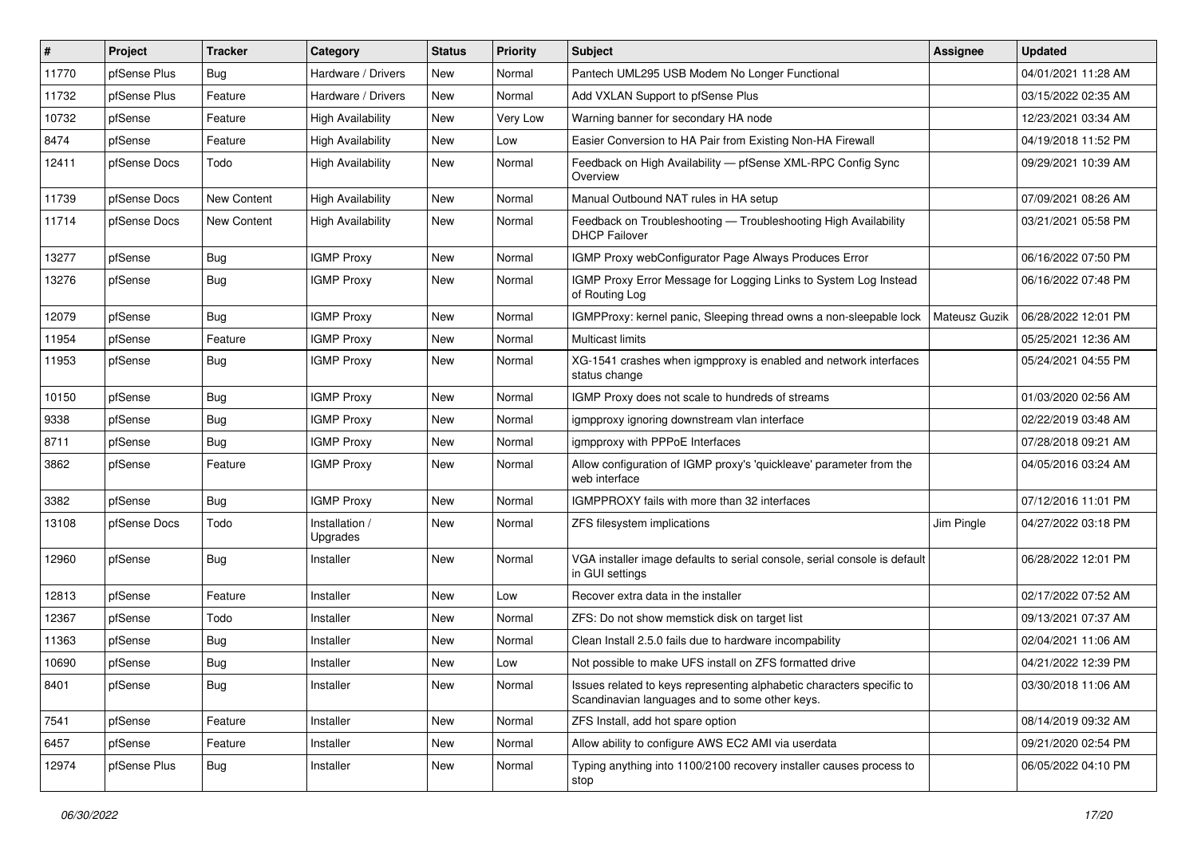| # | Project | Tracker | Category | Status | Priority | Subject | Assignee | Updated |
|---|---|---|---|---|---|---|---|---|
| 11770 | pfSense Plus | Bug | Hardware / Drivers | New | Normal | Pantech UML295 USB Modem No Longer Functional | | 04/01/2021 11:28 AM |
| 11732 | pfSense Plus | Feature | Hardware / Drivers | New | Normal | Add VXLAN Support to pfSense Plus | | 03/15/2022 02:35 AM |
| 10732 | pfSense | Feature | High Availability | New | Very Low | Warning banner for secondary HA node | | 12/23/2021 03:34 AM |
| 8474 | pfSense | Feature | High Availability | New | Low | Easier Conversion to HA Pair from Existing Non-HA Firewall | | 04/19/2018 11:52 PM |
| 12411 | pfSense Docs | Todo | High Availability | New | Normal | Feedback on High Availability — pfSense XML-RPC Config Sync Overview | | 09/29/2021 10:39 AM |
| 11739 | pfSense Docs | New Content | High Availability | New | Normal | Manual Outbound NAT rules in HA setup | | 07/09/2021 08:26 AM |
| 11714 | pfSense Docs | New Content | High Availability | New | Normal | Feedback on Troubleshooting — Troubleshooting High Availability DHCP Failover | | 03/21/2021 05:58 PM |
| 13277 | pfSense | Bug | IGMP Proxy | New | Normal | IGMP Proxy webConfigurator Page Always Produces Error | | 06/16/2022 07:50 PM |
| 13276 | pfSense | Bug | IGMP Proxy | New | Normal | IGMP Proxy Error Message for Logging Links to System Log Instead of Routing Log | | 06/16/2022 07:48 PM |
| 12079 | pfSense | Bug | IGMP Proxy | New | Normal | IGMPProxy: kernel panic, Sleeping thread owns a non-sleepable lock | Mateusz Guzik | 06/28/2022 12:01 PM |
| 11954 | pfSense | Feature | IGMP Proxy | New | Normal | Multicast limits | | 05/25/2021 12:36 AM |
| 11953 | pfSense | Bug | IGMP Proxy | New | Normal | XG-1541 crashes when igmpproxy is enabled and network interfaces status change | | 05/24/2021 04:55 PM |
| 10150 | pfSense | Bug | IGMP Proxy | New | Normal | IGMP Proxy does not scale to hundreds of streams | | 01/03/2020 02:56 AM |
| 9338 | pfSense | Bug | IGMP Proxy | New | Normal | igmpproxy ignoring downstream vlan interface | | 02/22/2019 03:48 AM |
| 8711 | pfSense | Bug | IGMP Proxy | New | Normal | igmpproxy with PPPoE Interfaces | | 07/28/2018 09:21 AM |
| 3862 | pfSense | Feature | IGMP Proxy | New | Normal | Allow configuration of IGMP proxy's 'quickleave' parameter from the web interface | | 04/05/2016 03:24 AM |
| 3382 | pfSense | Bug | IGMP Proxy | New | Normal | IGMPPROXY fails with more than 32 interfaces | | 07/12/2016 11:01 PM |
| 13108 | pfSense Docs | Todo | Installation / Upgrades | New | Normal | ZFS filesystem implications | Jim Pingle | 04/27/2022 03:18 PM |
| 12960 | pfSense | Bug | Installer | New | Normal | VGA installer image defaults to serial console, serial console is default in GUI settings | | 06/28/2022 12:01 PM |
| 12813 | pfSense | Feature | Installer | New | Low | Recover extra data in the installer | | 02/17/2022 07:52 AM |
| 12367 | pfSense | Todo | Installer | New | Normal | ZFS: Do not show memstick disk on target list | | 09/13/2021 07:37 AM |
| 11363 | pfSense | Bug | Installer | New | Normal | Clean Install 2.5.0 fails due to hardware incompability | | 02/04/2021 11:06 AM |
| 10690 | pfSense | Bug | Installer | New | Low | Not possible to make UFS install on ZFS formatted drive | | 04/21/2022 12:39 PM |
| 8401 | pfSense | Bug | Installer | New | Normal | Issues related to keys representing alphabetic characters specific to Scandinavian languages and to some other keys. | | 03/30/2018 11:06 AM |
| 7541 | pfSense | Feature | Installer | New | Normal | ZFS Install, add hot spare option | | 08/14/2019 09:32 AM |
| 6457 | pfSense | Feature | Installer | New | Normal | Allow ability to configure AWS EC2 AMI via userdata | | 09/21/2020 02:54 PM |
| 12974 | pfSense Plus | Bug | Installer | New | Normal | Typing anything into 1100/2100 recovery installer causes process to stop | | 06/05/2022 04:10 PM |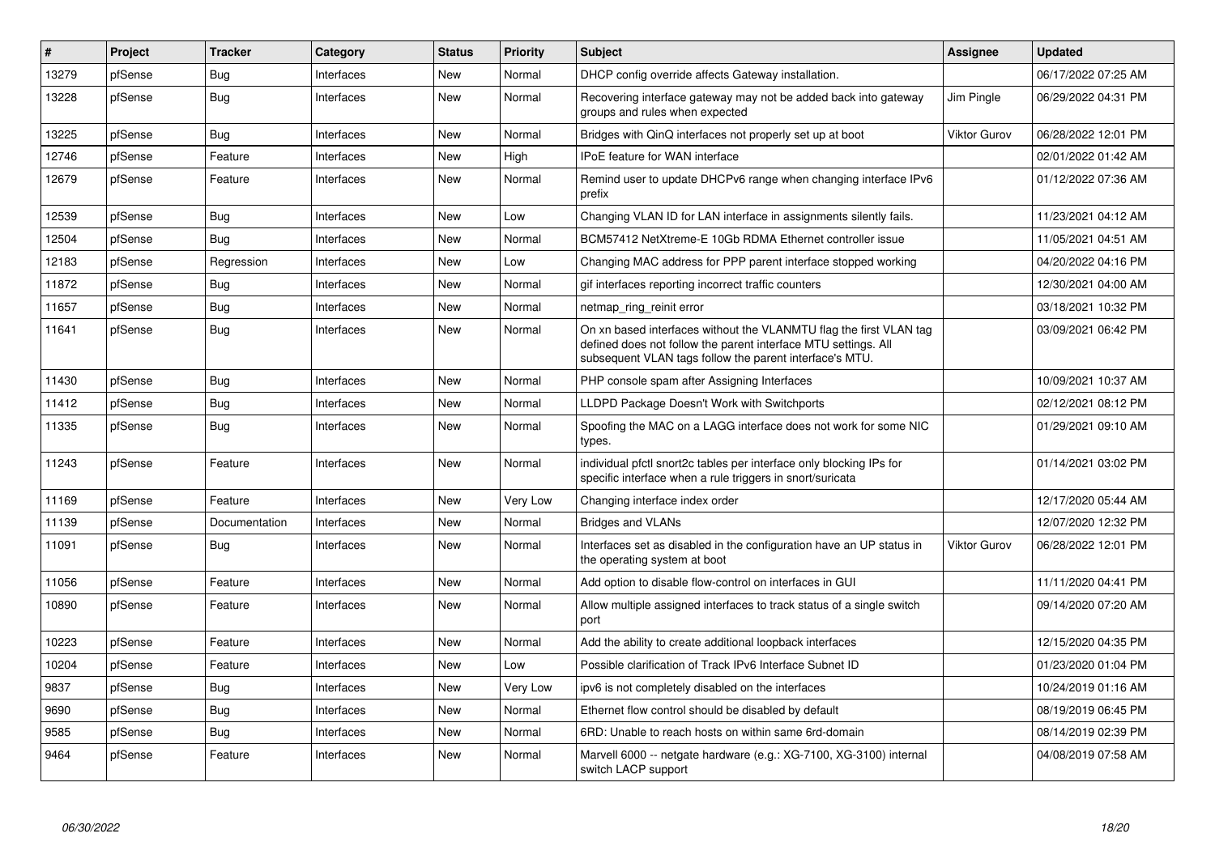| # | Project | Tracker | Category | Status | Priority | Subject | Assignee | Updated |
|---|---|---|---|---|---|---|---|---|
| 13279 | pfSense | Bug | Interfaces | New | Normal | DHCP config override affects Gateway installation. | | 06/17/2022 07:25 AM |
| 13228 | pfSense | Bug | Interfaces | New | Normal | Recovering interface gateway may not be added back into gateway groups and rules when expected | Jim Pingle | 06/29/2022 04:31 PM |
| 13225 | pfSense | Bug | Interfaces | New | Normal | Bridges with QinQ interfaces not properly set up at boot | Viktor Gurov | 06/28/2022 12:01 PM |
| 12746 | pfSense | Feature | Interfaces | New | High | IPoE feature for WAN interface | | 02/01/2022 01:42 AM |
| 12679 | pfSense | Feature | Interfaces | New | Normal | Remind user to update DHCPv6 range when changing interface IPv6 prefix | | 01/12/2022 07:36 AM |
| 12539 | pfSense | Bug | Interfaces | New | Low | Changing VLAN ID for LAN interface in assignments silently fails. | | 11/23/2021 04:12 AM |
| 12504 | pfSense | Bug | Interfaces | New | Normal | BCM57412 NetXtreme-E 10Gb RDMA Ethernet controller issue | | 11/05/2021 04:51 AM |
| 12183 | pfSense | Regression | Interfaces | New | Low | Changing MAC address for PPP parent interface stopped working | | 04/20/2022 04:16 PM |
| 11872 | pfSense | Bug | Interfaces | New | Normal | gif interfaces reporting incorrect traffic counters | | 12/30/2021 04:00 AM |
| 11657 | pfSense | Bug | Interfaces | New | Normal | netmap_ring_reinit error | | 03/18/2021 10:32 PM |
| 11641 | pfSense | Bug | Interfaces | New | Normal | On xn based interfaces without the VLANMTU flag the first VLAN tag defined does not follow the parent interface MTU settings. All subsequent VLAN tags follow the parent interface's MTU. | | 03/09/2021 06:42 PM |
| 11430 | pfSense | Bug | Interfaces | New | Normal | PHP console spam after Assigning Interfaces | | 10/09/2021 10:37 AM |
| 11412 | pfSense | Bug | Interfaces | New | Normal | LLDPD Package Doesn't Work with Switchports | | 02/12/2021 08:12 PM |
| 11335 | pfSense | Bug | Interfaces | New | Normal | Spoofing the MAC on a LAGG interface does not work for some NIC types. | | 01/29/2021 09:10 AM |
| 11243 | pfSense | Feature | Interfaces | New | Normal | individual pfctl snort2c tables per interface only blocking IPs for specific interface when a rule triggers in snort/suricata | | 01/14/2021 03:02 PM |
| 11169 | pfSense | Feature | Interfaces | New | Very Low | Changing interface index order | | 12/17/2020 05:44 AM |
| 11139 | pfSense | Documentation | Interfaces | New | Normal | Bridges and VLANs | | 12/07/2020 12:32 PM |
| 11091 | pfSense | Bug | Interfaces | New | Normal | Interfaces set as disabled in the configuration have an UP status in the operating system at boot | Viktor Gurov | 06/28/2022 12:01 PM |
| 11056 | pfSense | Feature | Interfaces | New | Normal | Add option to disable flow-control on interfaces in GUI | | 11/11/2020 04:41 PM |
| 10890 | pfSense | Feature | Interfaces | New | Normal | Allow multiple assigned interfaces to track status of a single switch port | | 09/14/2020 07:20 AM |
| 10223 | pfSense | Feature | Interfaces | New | Normal | Add the ability to create additional loopback interfaces | | 12/15/2020 04:35 PM |
| 10204 | pfSense | Feature | Interfaces | New | Low | Possible clarification of Track IPv6 Interface Subnet ID | | 01/23/2020 01:04 PM |
| 9837 | pfSense | Bug | Interfaces | New | Very Low | ipv6 is not completely disabled on the interfaces | | 10/24/2019 01:16 AM |
| 9690 | pfSense | Bug | Interfaces | New | Normal | Ethernet flow control should be disabled by default | | 08/19/2019 06:45 PM |
| 9585 | pfSense | Bug | Interfaces | New | Normal | 6RD: Unable to reach hosts on within same 6rd-domain | | 08/14/2019 02:39 PM |
| 9464 | pfSense | Feature | Interfaces | New | Normal | Marvell 6000 -- netgate hardware (e.g.: XG-7100, XG-3100) internal switch LACP support | | 04/08/2019 07:58 AM |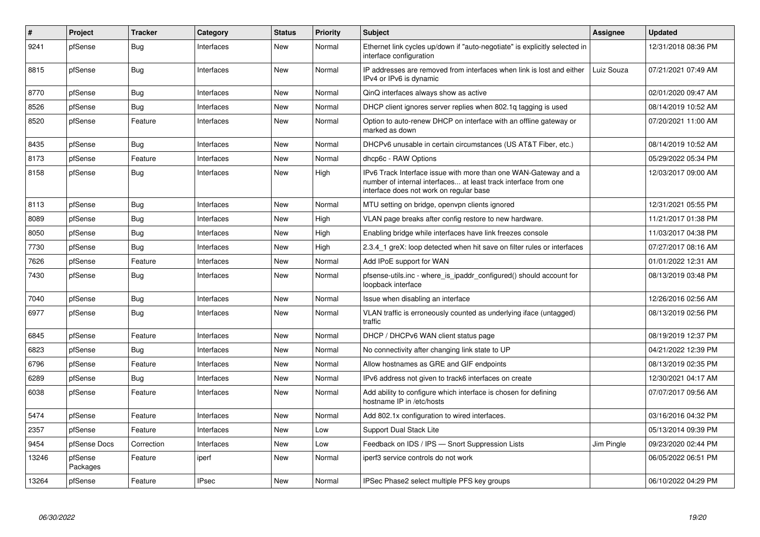| # | Project | Tracker | Category | Status | Priority | Subject | Assignee | Updated |
|---|---|---|---|---|---|---|---|---|
| 9241 | pfSense | Bug | Interfaces | New | Normal | Ethernet link cycles up/down if "auto-negotiate" is explicitly selected in interface configuration | | 12/31/2018 08:36 PM |
| 8815 | pfSense | Bug | Interfaces | New | Normal | IP addresses are removed from interfaces when link is lost and either IPv4 or IPv6 is dynamic | Luiz Souza | 07/21/2021 07:49 AM |
| 8770 | pfSense | Bug | Interfaces | New | Normal | QinQ interfaces always show as active | | 02/01/2020 09:47 AM |
| 8526 | pfSense | Bug | Interfaces | New | Normal | DHCP client ignores server replies when 802.1q tagging is used | | 08/14/2019 10:52 AM |
| 8520 | pfSense | Feature | Interfaces | New | Normal | Option to auto-renew DHCP on interface with an offline gateway or marked as down | | 07/20/2021 11:00 AM |
| 8435 | pfSense | Bug | Interfaces | New | Normal | DHCPv6 unusable in certain circumstances (US AT&T Fiber, etc.) | | 08/14/2019 10:52 AM |
| 8173 | pfSense | Feature | Interfaces | New | Normal | dhcp6c - RAW Options | | 05/29/2022 05:34 PM |
| 8158 | pfSense | Bug | Interfaces | New | High | IPv6 Track Interface issue with more than one WAN-Gateway and a number of internal interfaces... at least track interface from one interface does not work on regular base | | 12/03/2017 09:00 AM |
| 8113 | pfSense | Bug | Interfaces | New | Normal | MTU setting on bridge, openvpn clients ignored | | 12/31/2021 05:55 PM |
| 8089 | pfSense | Bug | Interfaces | New | High | VLAN page breaks after config restore to new hardware. | | 11/21/2017 01:38 PM |
| 8050 | pfSense | Bug | Interfaces | New | High | Enabling bridge while interfaces have link freezes console | | 11/03/2017 04:38 PM |
| 7730 | pfSense | Bug | Interfaces | New | High | 2.3.4_1 greX: loop detected when hit save on filter rules or interfaces | | 07/27/2017 08:16 AM |
| 7626 | pfSense | Feature | Interfaces | New | Normal | Add IPoE support for WAN | | 01/01/2022 12:31 AM |
| 7430 | pfSense | Bug | Interfaces | New | Normal | pfsense-utils.inc - where_is_ipaddr_configured() should account for loopback interface | | 08/13/2019 03:48 PM |
| 7040 | pfSense | Bug | Interfaces | New | Normal | Issue when disabling an interface | | 12/26/2016 02:56 AM |
| 6977 | pfSense | Bug | Interfaces | New | Normal | VLAN traffic is erroneously counted as underlying iface (untagged) traffic | | 08/13/2019 02:56 PM |
| 6845 | pfSense | Feature | Interfaces | New | Normal | DHCP / DHCPv6 WAN client status page | | 08/19/2019 12:37 PM |
| 6823 | pfSense | Bug | Interfaces | New | Normal | No connectivity after changing link state to UP | | 04/21/2022 12:39 PM |
| 6796 | pfSense | Feature | Interfaces | New | Normal | Allow hostnames as GRE and GIF endpoints | | 08/13/2019 02:35 PM |
| 6289 | pfSense | Bug | Interfaces | New | Normal | IPv6 address not given to track6 interfaces on create | | 12/30/2021 04:17 AM |
| 6038 | pfSense | Feature | Interfaces | New | Normal | Add ability to configure which interface is chosen for defining hostname IP in /etc/hosts | | 07/07/2017 09:56 AM |
| 5474 | pfSense | Feature | Interfaces | New | Normal | Add 802.1x configuration to wired interfaces. | | 03/16/2016 04:32 PM |
| 2357 | pfSense | Feature | Interfaces | New | Low | Support Dual Stack Lite | | 05/13/2014 09:39 PM |
| 9454 | pfSense Docs | Correction | Interfaces | New | Low | Feedback on IDS / IPS — Snort Suppression Lists | Jim Pingle | 09/23/2020 02:44 PM |
| 13246 | pfSense Packages | Feature | iperf | New | Normal | iperf3 service controls do not work | | 06/05/2022 06:51 PM |
| 13264 | pfSense | Feature | IPsec | New | Normal | IPSec Phase2 select multiple PFS key groups | | 06/10/2022 04:29 PM |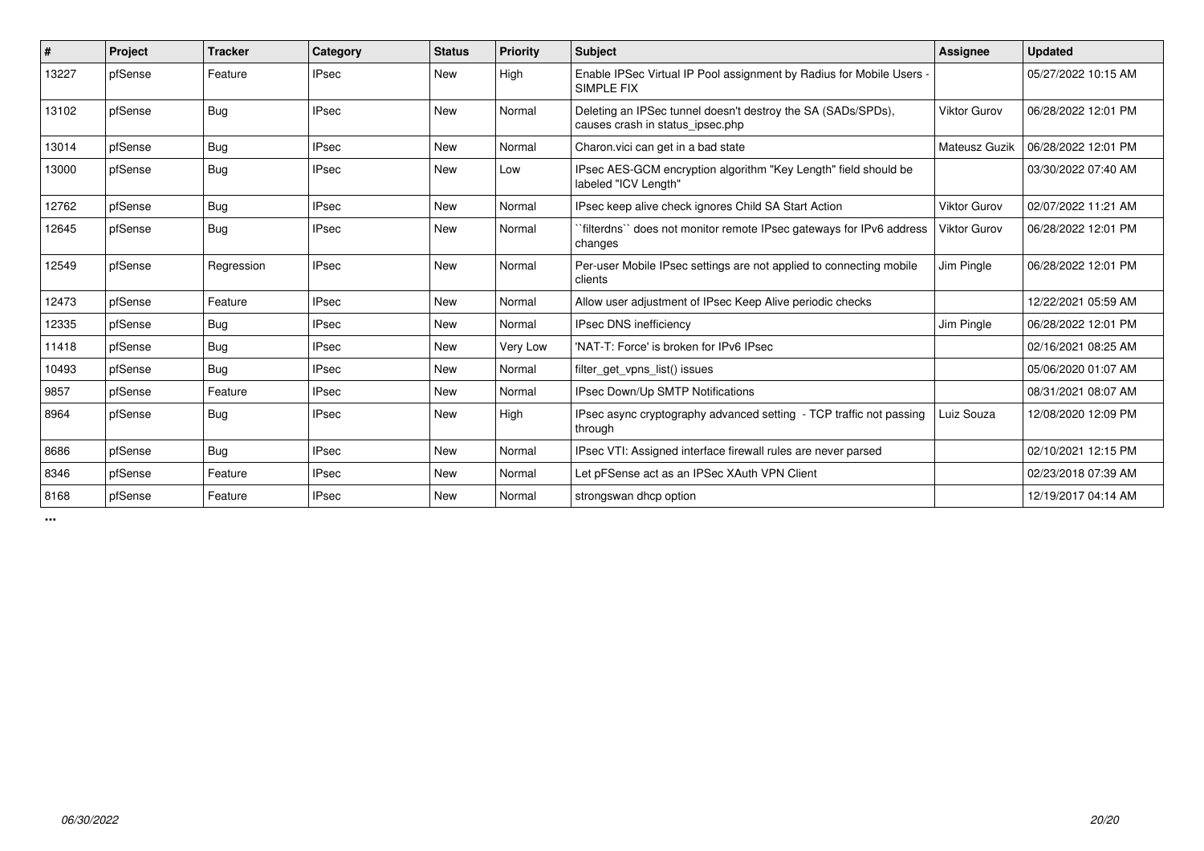| # | Project | Tracker | Category | Status | Priority | Subject | Assignee | Updated |
|---|---|---|---|---|---|---|---|---|
| 13227 | pfSense | Feature | IPsec | New | High | Enable IPSec Virtual IP Pool assignment by Radius for Mobile Users - SIMPLE FIX | | 05/27/2022 10:15 AM |
| 13102 | pfSense | Bug | IPsec | New | Normal | Deleting an IPSec tunnel doesn't destroy the SA (SADs/SPDs), causes crash in status_ipsec.php | Viktor Gurov | 06/28/2022 12:01 PM |
| 13014 | pfSense | Bug | IPsec | New | Normal | Charon.vici can get in a bad state | Mateusz Guzik | 06/28/2022 12:01 PM |
| 13000 | pfSense | Bug | IPsec | New | Low | IPsec AES-GCM encryption algorithm "Key Length" field should be labeled "ICV Length" | | 03/30/2022 07:40 AM |
| 12762 | pfSense | Bug | IPsec | New | Normal | IPsec keep alive check ignores Child SA Start Action | Viktor Gurov | 02/07/2022 11:21 AM |
| 12645 | pfSense | Bug | IPsec | New | Normal | ``filterdns`` does not monitor remote IPsec gateways for IPv6 address changes | Viktor Gurov | 06/28/2022 12:01 PM |
| 12549 | pfSense | Regression | IPsec | New | Normal | Per-user Mobile IPsec settings are not applied to connecting mobile clients | Jim Pingle | 06/28/2022 12:01 PM |
| 12473 | pfSense | Feature | IPsec | New | Normal | Allow user adjustment of IPsec Keep Alive periodic checks | | 12/22/2021 05:59 AM |
| 12335 | pfSense | Bug | IPsec | New | Normal | IPsec DNS inefficiency | Jim Pingle | 06/28/2022 12:01 PM |
| 11418 | pfSense | Bug | IPsec | New | Very Low | 'NAT-T: Force' is broken for IPv6 IPsec | | 02/16/2021 08:25 AM |
| 10493 | pfSense | Bug | IPsec | New | Normal | filter_get_vpns_list() issues | | 05/06/2020 01:07 AM |
| 9857 | pfSense | Feature | IPsec | New | Normal | IPsec Down/Up SMTP Notifications | | 08/31/2021 08:07 AM |
| 8964 | pfSense | Bug | IPsec | New | High | IPsec async cryptography advanced setting - TCP traffic not passing through | Luiz Souza | 12/08/2020 12:09 PM |
| 8686 | pfSense | Bug | IPsec | New | Normal | IPsec VTI: Assigned interface firewall rules are never parsed | | 02/10/2021 12:15 PM |
| 8346 | pfSense | Feature | IPsec | New | Normal | Let pFSense act as an IPSec XAuth VPN Client | | 02/23/2018 07:39 AM |
| 8168 | pfSense | Feature | IPsec | New | Normal | strongswan dhcp option | | 12/19/2017 04:14 AM |

...